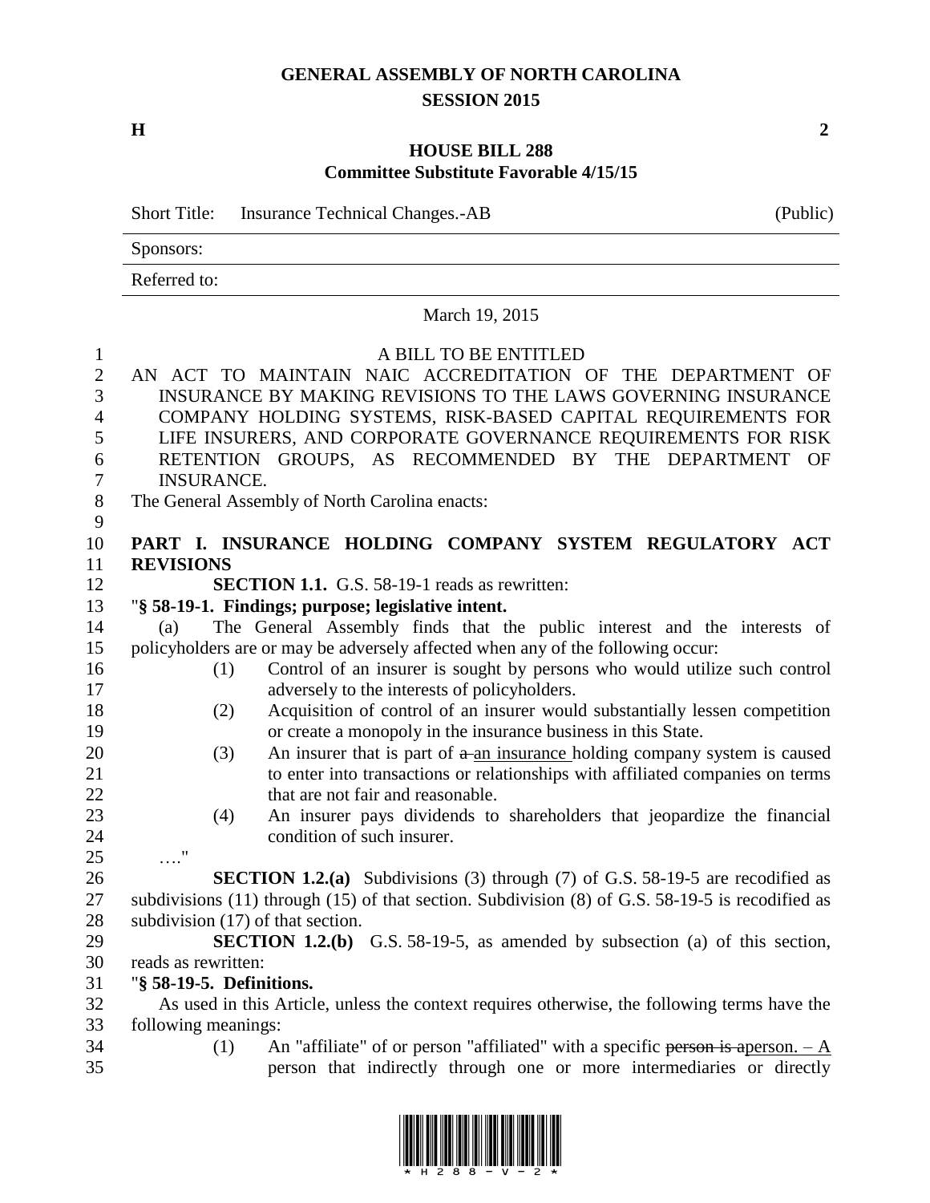# GENERAL ASSEMBLY OF NORTH CAROLINA
## SESSION 2015

**H** **2**

## HOUSE BILL 288
### Committee Substitute Favorable 4/15/15

Short Title: Insurance Technical Changes.-AB (Public)

Sponsors:

Referred to:

March 19, 2015

A BILL TO BE ENTITLED

AN ACT TO MAINTAIN NAIC ACCREDITATION OF THE DEPARTMENT OF INSURANCE BY MAKING REVISIONS TO THE LAWS GOVERNING INSURANCE COMPANY HOLDING SYSTEMS, RISK-BASED CAPITAL REQUIREMENTS FOR LIFE INSURERS, AND CORPORATE GOVERNANCE REQUIREMENTS FOR RISK RETENTION GROUPS, AS RECOMMENDED BY THE DEPARTMENT OF INSURANCE.

The General Assembly of North Carolina enacts:

**PART I. INSURANCE HOLDING COMPANY SYSTEM REGULATORY ACT REVISIONS**

**SECTION 1.1.** G.S. 58-19-1 reads as rewritten:

"**§ 58-19-1. Findings; purpose; legislative intent.**

(a) The General Assembly finds that the public interest and the interests of policyholders are or may be adversely affected when any of the following occur:

(1) Control of an insurer is sought by persons who would utilize such control adversely to the interests of policyholders.

(2) Acquisition of control of an insurer would substantially lessen competition or create a monopoly in the insurance business in this State.

(3) An insurer that is part of ~~a~~ an insurance holding company system is caused to enter into transactions or relationships with affiliated companies on terms that are not fair and reasonable.

(4) An insurer pays dividends to shareholders that jeopardize the financial condition of such insurer.

…."

**SECTION 1.2.(a)** Subdivisions (3) through (7) of G.S. 58-19-5 are recodified as subdivisions (11) through (15) of that section. Subdivision (8) of G.S. 58-19-5 is recodified as subdivision (17) of that section.

**SECTION 1.2.(b)** G.S. 58-19-5, as amended by subsection (a) of this section, reads as rewritten:

"**§ 58-19-5. Definitions.**

As used in this Article, unless the context requires otherwise, the following terms have the following meanings:

(1) An "affiliate" of or person "affiliated" with a specific ~~person is a~~person. – A person that indirectly through one or more intermediaries or directly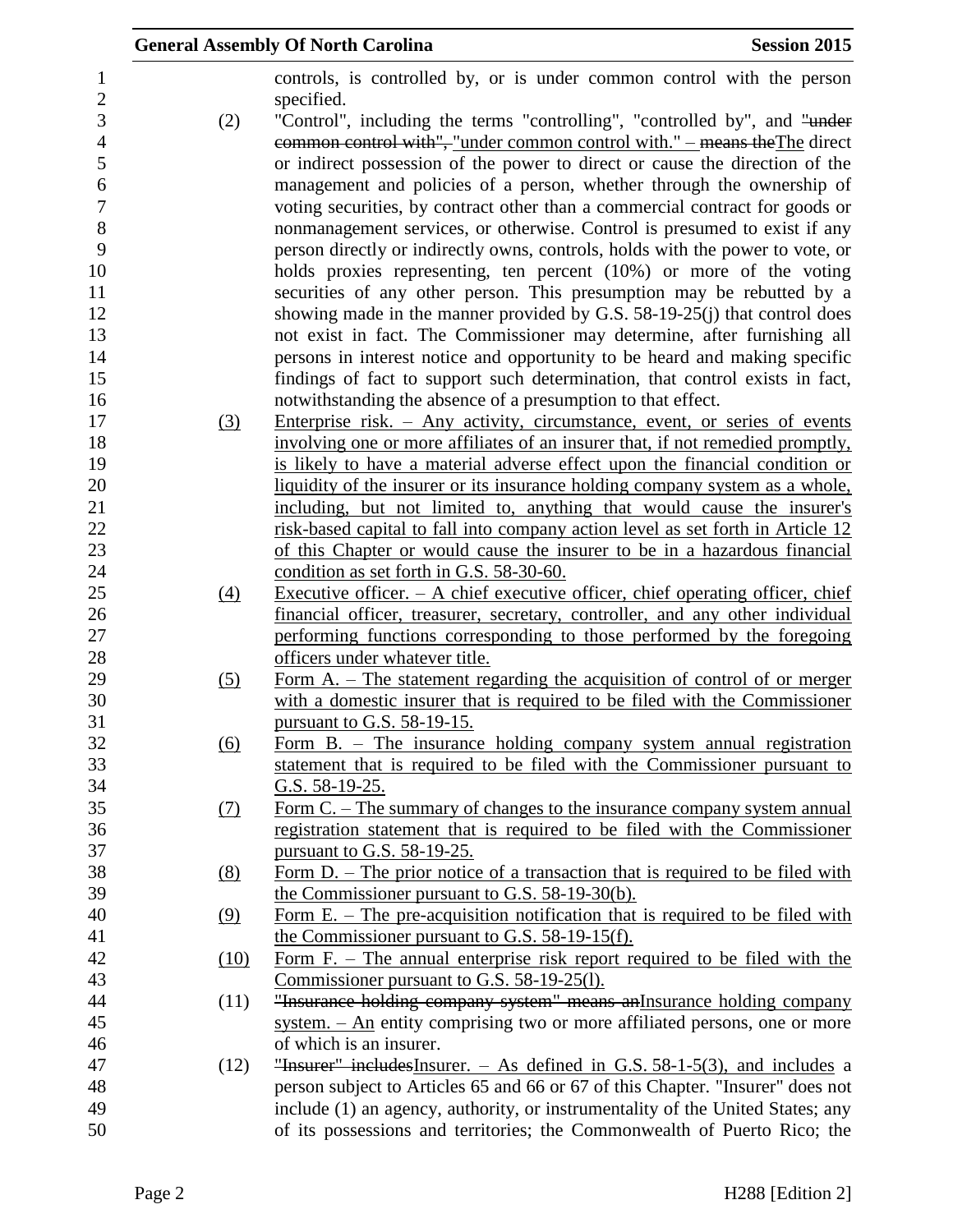controls, is controlled by, or is under common control with the person specified.

(2) "Control", including the terms "controlling", "controlled by", and "under common control with", "under common control with." – means the The direct or indirect possession of the power to direct or cause the direction of the management and policies of a person, whether through the ownership of voting securities, by contract other than a commercial contract for goods or nonmanagement services, or otherwise. Control is presumed to exist if any person directly or indirectly owns, controls, holds with the power to vote, or holds proxies representing, ten percent (10%) or more of the voting securities of any other person. This presumption may be rebutted by a showing made in the manner provided by G.S. 58-19-25(j) that control does not exist in fact. The Commissioner may determine, after furnishing all persons in interest notice and opportunity to be heard and making specific findings of fact to support such determination, that control exists in fact, notwithstanding the absence of a presumption to that effect.

(3) Enterprise risk. – Any activity, circumstance, event, or series of events involving one or more affiliates of an insurer that, if not remedied promptly, is likely to have a material adverse effect upon the financial condition or liquidity of the insurer or its insurance holding company system as a whole, including, but not limited to, anything that would cause the insurer's risk-based capital to fall into company action level as set forth in Article 12 of this Chapter or would cause the insurer to be in a hazardous financial condition as set forth in G.S. 58-30-60.

(4) Executive officer. – A chief executive officer, chief operating officer, chief financial officer, treasurer, secretary, controller, and any other individual performing functions corresponding to those performed by the foregoing officers under whatever title.

(5) Form A. – The statement regarding the acquisition of control of or merger with a domestic insurer that is required to be filed with the Commissioner pursuant to G.S. 58-19-15.

(6) Form B. – The insurance holding company system annual registration statement that is required to be filed with the Commissioner pursuant to G.S. 58-19-25.

(7) Form C. – The summary of changes to the insurance company system annual registration statement that is required to be filed with the Commissioner pursuant to G.S. 58-19-25.

(8) Form D. – The prior notice of a transaction that is required to be filed with the Commissioner pursuant to G.S. 58-19-30(b).

(9) Form E. – The pre-acquisition notification that is required to be filed with the Commissioner pursuant to G.S. 58-19-15(f).

(10) Form F. – The annual enterprise risk report required to be filed with the Commissioner pursuant to G.S. 58-19-25(l).

(11) "Insurance holding company system" means an Insurance holding company system. – An entity comprising two or more affiliated persons, one or more of which is an insurer.

(12) "Insurer" includes Insurer. – As defined in G.S. 58-1-5(3), and includes a person subject to Articles 65 and 66 or 67 of this Chapter. "Insurer" does not include (1) an agency, authority, or instrumentality of the United States; any of its possessions and territories; the Commonwealth of Puerto Rico; the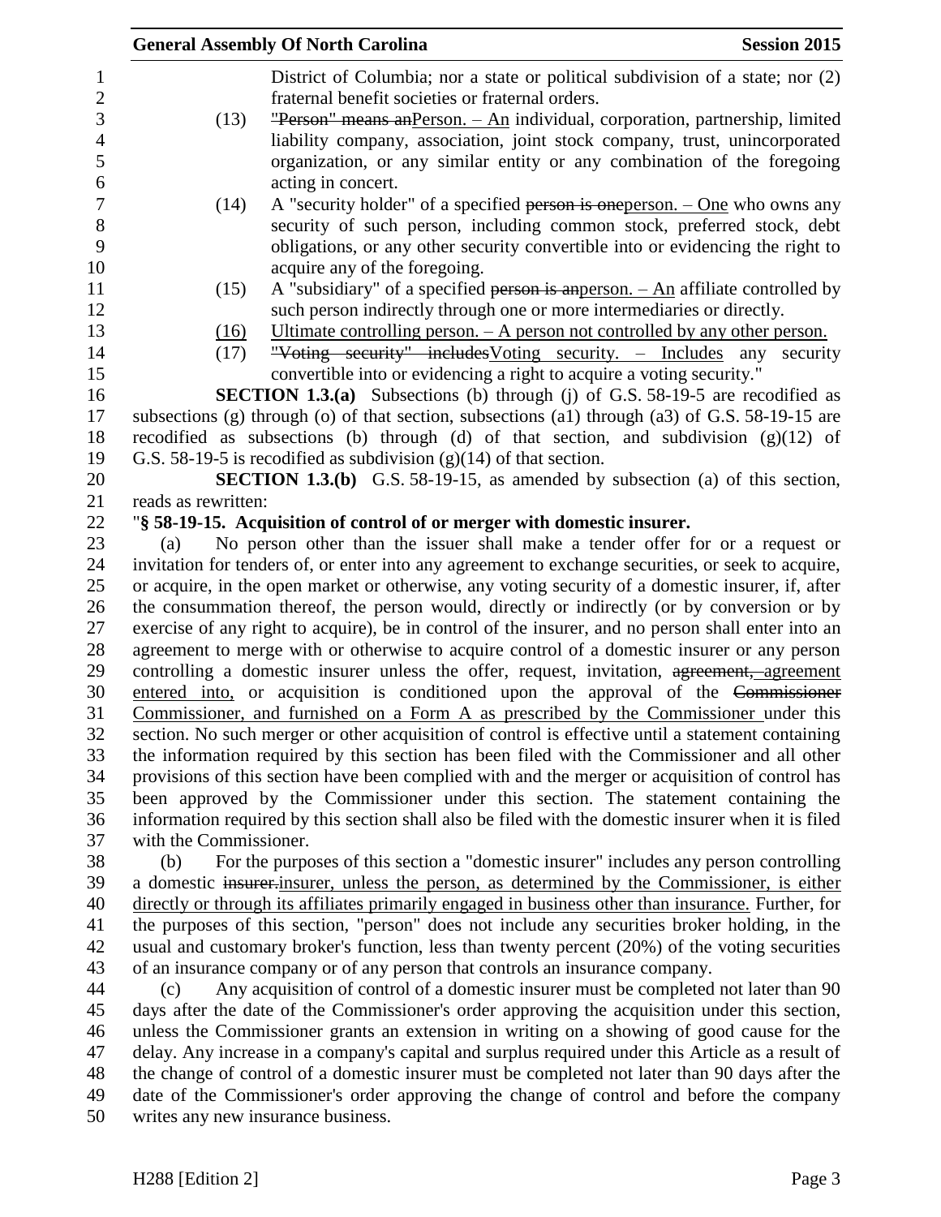District of Columbia; nor a state or political subdivision of a state; nor (2) fraternal benefit societies or fraternal orders.

(13) ~~"Person" means an~~Person. – An individual, corporation, partnership, limited liability company, association, joint stock company, trust, unincorporated organization, or any similar entity or any combination of the foregoing acting in concert.

(14) A "security holder" of a specified ~~person is one~~person. – One who owns any security of such person, including common stock, preferred stock, debt obligations, or any other security convertible into or evidencing the right to acquire any of the foregoing.

(15) A "subsidiary" of a specified ~~person is an~~person. – An affiliate controlled by such person indirectly through one or more intermediaries or directly.

(16) Ultimate controlling person. – A person not controlled by any other person.

(17) ~~"Voting security" includes~~Voting security. – Includes any security convertible into or evidencing a right to acquire a voting security."

**SECTION 1.3.(a)** Subsections (b) through (j) of G.S. 58-19-5 are recodified as subsections (g) through (o) of that section, subsections (a1) through (a3) of G.S. 58-19-15 are recodified as subsections (b) through (d) of that section, and subdivision (g)(12) of G.S. 58-19-5 is recodified as subdivision (g)(14) of that section.

**SECTION 1.3.(b)** G.S. 58-19-15, as amended by subsection (a) of this section, reads as rewritten:

"**§ 58-19-15. Acquisition of control of or merger with domestic insurer.**

(a) No person other than the issuer shall make a tender offer for or a request or invitation for tenders of, or enter into any agreement to exchange securities, or seek to acquire, or acquire, in the open market or otherwise, any voting security of a domestic insurer, if, after the consummation thereof, the person would, directly or indirectly (or by conversion or by exercise of any right to acquire), be in control of the insurer, and no person shall enter into an agreement to merge with or otherwise to acquire control of a domestic insurer or any person controlling a domestic insurer unless the offer, request, invitation, ~~agreement,~~ agreement entered into, or acquisition is conditioned upon the approval of the ~~Commissioner~~ Commissioner, and furnished on a Form A as prescribed by the Commissioner under this section. No such merger or other acquisition of control is effective until a statement containing the information required by this section has been filed with the Commissioner and all other provisions of this section have been complied with and the merger or acquisition of control has been approved by the Commissioner under this section. The statement containing the information required by this section shall also be filed with the domestic insurer when it is filed with the Commissioner.

(b) For the purposes of this section a "domestic insurer" includes any person controlling a domestic ~~insurer.~~insurer, unless the person, as determined by the Commissioner, is either directly or through its affiliates primarily engaged in business other than insurance. Further, for the purposes of this section, "person" does not include any securities broker holding, in the usual and customary broker's function, less than twenty percent (20%) of the voting securities of an insurance company or of any person that controls an insurance company.

(c) Any acquisition of control of a domestic insurer must be completed not later than 90 days after the date of the Commissioner's order approving the acquisition under this section, unless the Commissioner grants an extension in writing on a showing of good cause for the delay. Any increase in a company's capital and surplus required under this Article as a result of the change of control of a domestic insurer must be completed not later than 90 days after the date of the Commissioner's order approving the change of control and before the company writes any new insurance business.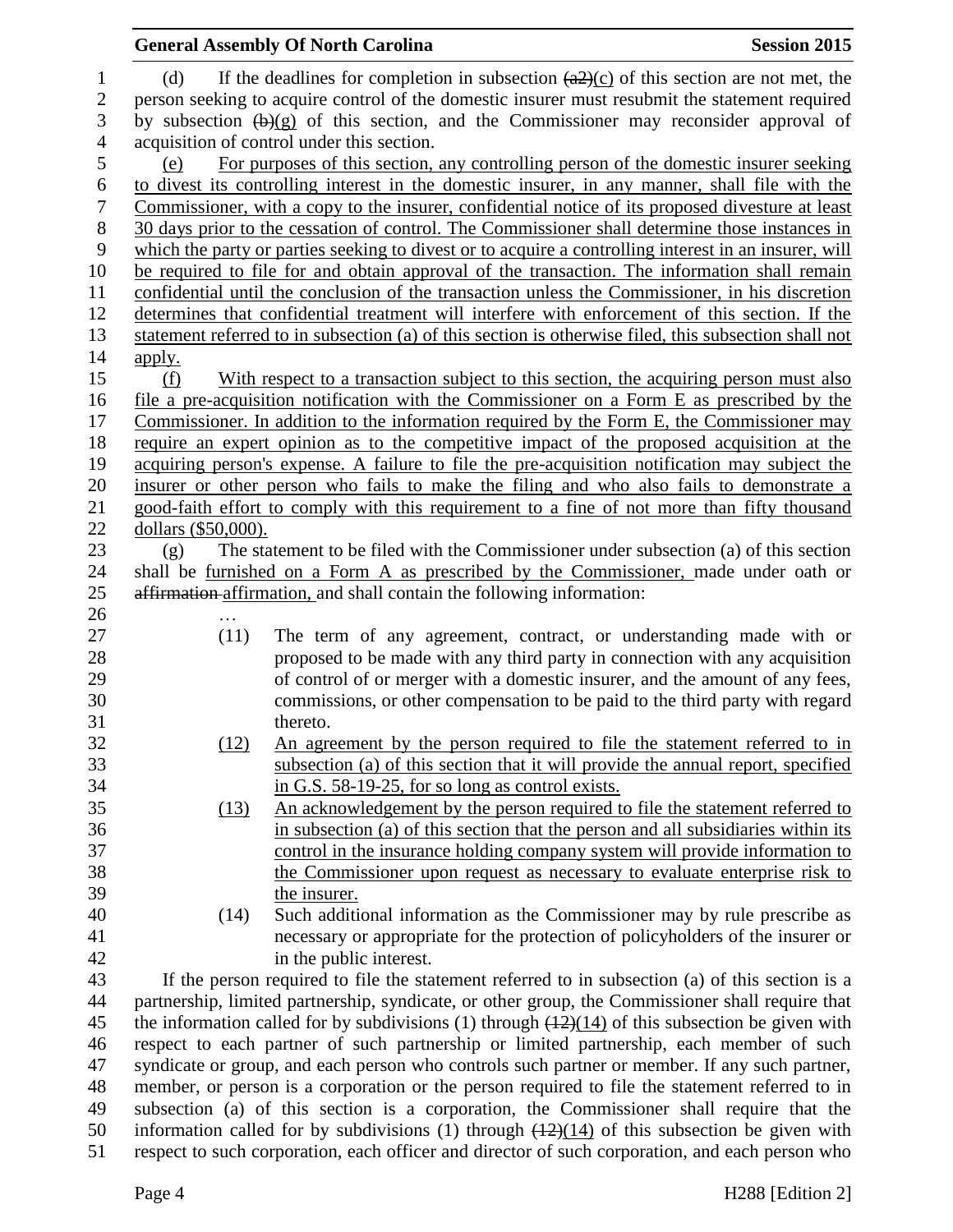(d) If the deadlines for completion in subsection ~~(a2)~~(c) of this section are not met, the person seeking to acquire control of the domestic insurer must resubmit the statement required by subsection ~~(b)~~(g) of this section, and the Commissioner may reconsider approval of acquisition of control under this section.

(e) For purposes of this section, any controlling person of the domestic insurer seeking to divest its controlling interest in the domestic insurer, in any manner, shall file with the Commissioner, with a copy to the insurer, confidential notice of its proposed divesture at least 30 days prior to the cessation of control. The Commissioner shall determine those instances in which the party or parties seeking to divest or to acquire a controlling interest in an insurer, will be required to file for and obtain approval of the transaction. The information shall remain confidential until the conclusion of the transaction unless the Commissioner, in his discretion determines that confidential treatment will interfere with enforcement of this section. If the statement referred to in subsection (a) of this section is otherwise filed, this subsection shall not apply.

(f) With respect to a transaction subject to this section, the acquiring person must also file a pre-acquisition notification with the Commissioner on a Form E as prescribed by the Commissioner. In addition to the information required by the Form E, the Commissioner may require an expert opinion as to the competitive impact of the proposed acquisition at the acquiring person's expense. A failure to file the pre-acquisition notification may subject the insurer or other person who fails to make the filing and who also fails to demonstrate a good-faith effort to comply with this requirement to a fine of not more than fifty thousand dollars ($50,000).

(g) The statement to be filed with the Commissioner under subsection (a) of this section shall be furnished on a Form A as prescribed by the Commissioner, made under oath or ~~affirmation~~ affirmation, and shall contain the following information:

…

(11) The term of any agreement, contract, or understanding made with or proposed to be made with any third party in connection with any acquisition of control of or merger with a domestic insurer, and the amount of any fees, commissions, or other compensation to be paid to the third party with regard thereto.

(12) An agreement by the person required to file the statement referred to in subsection (a) of this section that it will provide the annual report, specified in G.S. 58-19-25, for so long as control exists.

(13) An acknowledgement by the person required to file the statement referred to in subsection (a) of this section that the person and all subsidiaries within its control in the insurance holding company system will provide information to the Commissioner upon request as necessary to evaluate enterprise risk to the insurer.

(14) Such additional information as the Commissioner may by rule prescribe as necessary or appropriate for the protection of policyholders of the insurer or in the public interest.

If the person required to file the statement referred to in subsection (a) of this section is a partnership, limited partnership, syndicate, or other group, the Commissioner shall require that the information called for by subdivisions (1) through ~~(12)~~(14) of this subsection be given with respect to each partner of such partnership or limited partnership, each member of such syndicate or group, and each person who controls such partner or member. If any such partner, member, or person is a corporation or the person required to file the statement referred to in subsection (a) of this section is a corporation, the Commissioner shall require that the information called for by subdivisions (1) through ~~(12)~~(14) of this subsection be given with respect to such corporation, each officer and director of such corporation, and each person who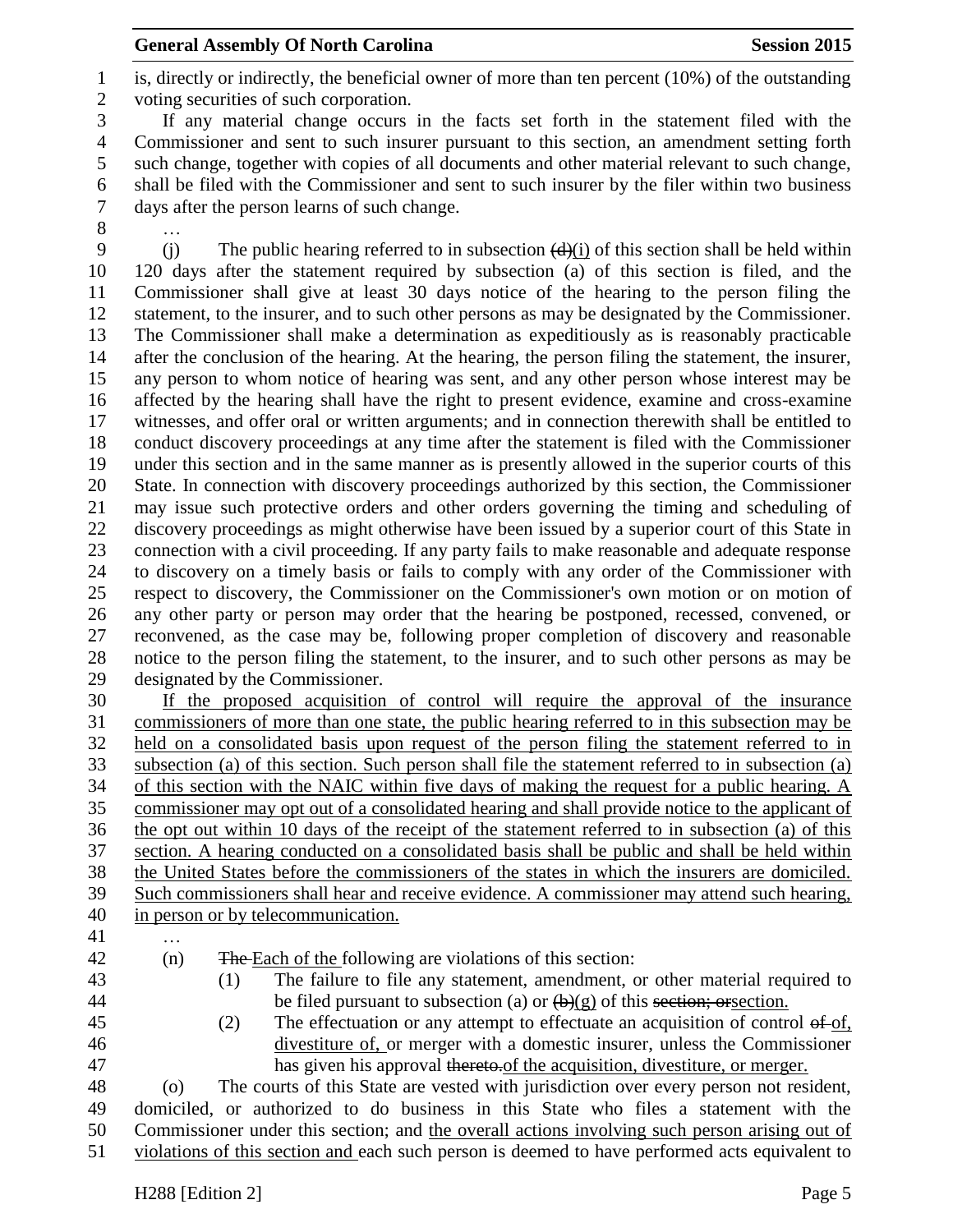is, directly or indirectly, the beneficial owner of more than ten percent (10%) of the outstanding voting securities of such corporation.

If any material change occurs in the facts set forth in the statement filed with the Commissioner and sent to such insurer pursuant to this section, an amendment setting forth such change, together with copies of all documents and other material relevant to such change, shall be filed with the Commissioner and sent to such insurer by the filer within two business days after the person learns of such change.

…

(j) The public hearing referred to in subsection ~~(d)~~(i) of this section shall be held within 120 days after the statement required by subsection (a) of this section is filed, and the Commissioner shall give at least 30 days notice of the hearing to the person filing the statement, to the insurer, and to such other persons as may be designated by the Commissioner. The Commissioner shall make a determination as expeditiously as is reasonably practicable after the conclusion of the hearing. At the hearing, the person filing the statement, the insurer, any person to whom notice of hearing was sent, and any other person whose interest may be affected by the hearing shall have the right to present evidence, examine and cross-examine witnesses, and offer oral or written arguments; and in connection therewith shall be entitled to conduct discovery proceedings at any time after the statement is filed with the Commissioner under this section and in the same manner as is presently allowed in the superior courts of this State. In connection with discovery proceedings authorized by this section, the Commissioner may issue such protective orders and other orders governing the timing and scheduling of discovery proceedings as might otherwise have been issued by a superior court of this State in connection with a civil proceeding. If any party fails to make reasonable and adequate response to discovery on a timely basis or fails to comply with any order of the Commissioner with respect to discovery, the Commissioner on the Commissioner's own motion or on motion of any other party or person may order that the hearing be postponed, recessed, convened, or reconvened, as the case may be, following proper completion of discovery and reasonable notice to the person filing the statement, to the insurer, and to such other persons as may be designated by the Commissioner.

<u>If the proposed acquisition of control will require the approval of the insurance commissioners of more than one state, the public hearing referred to in this subsection may be held on a consolidated basis upon request of the person filing the statement referred to in subsection (a) of this section. Such person shall file the statement referred to in subsection (a) of this section with the NAIC within five days of making the request for a public hearing. A commissioner may opt out of a consolidated hearing and shall provide notice to the applicant of the opt out within 10 days of the receipt of the statement referred to in subsection (a) of this section. A hearing conducted on a consolidated basis shall be public and shall be held within the United States before the commissioners of the states in which the insurers are domiciled. Such commissioners shall hear and receive evidence. A commissioner may attend such hearing, in person or by telecommunication.</u>

…

(n) ~~The~~ <u>Each of the</u> following are violations of this section:

(1) The failure to file any statement, amendment, or other material required to be filed pursuant to subsection (a) or ~~(b)~~(g) of this ~~section; or~~<u>section.</u>

(2) The effectuation or any attempt to effectuate an acquisition of control ~~of~~ <u>of, divestiture of,</u> or merger with a domestic insurer, unless the Commissioner has given his approval ~~thereto.~~<u>of the acquisition, divestiture, or merger.</u>

(o) The courts of this State are vested with jurisdiction over every person not resident, domiciled, or authorized to do business in this State who files a statement with the Commissioner under this section; and <u>the overall actions involving such person arising out of violations of this section and</u> each such person is deemed to have performed acts equivalent to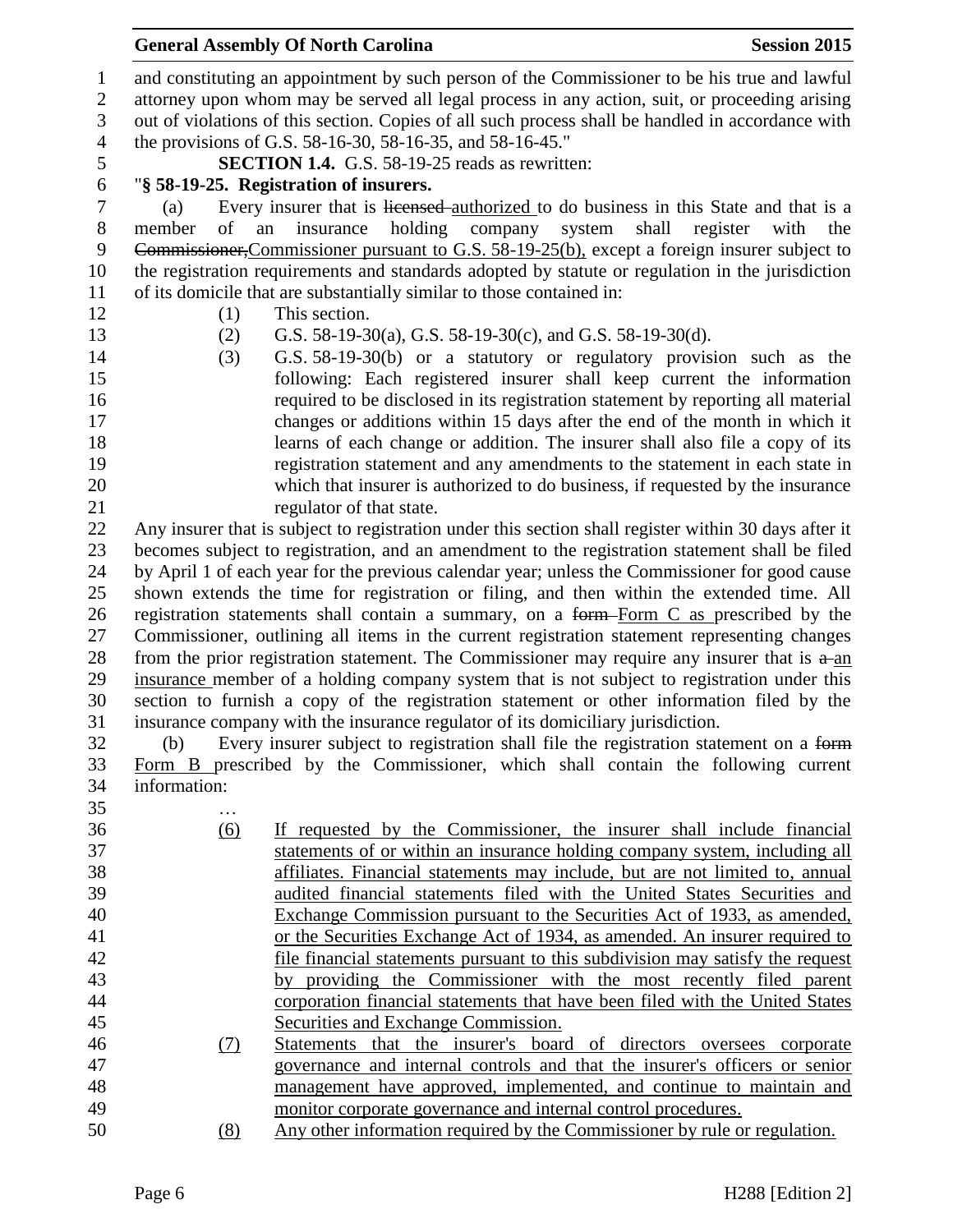and constituting an appointment by such person of the Commissioner to be his true and lawful attorney upon whom may be served all legal process in any action, suit, or proceeding arising out of violations of this section. Copies of all such process shall be handled in accordance with the provisions of G.S. 58-16-30, 58-16-35, and 58-16-45."

**SECTION 1.4.** G.S. 58-19-25 reads as rewritten:

"**§ 58-19-25. Registration of insurers.**

(a) Every insurer that is ~~licensed~~ authorized to do business in this State and that is a member of an insurance holding company system shall register with the ~~Commissioner,~~Commissioner pursuant to G.S. 58-19-25(b), except a foreign insurer subject to the registration requirements and standards adopted by statute or regulation in the jurisdiction of its domicile that are substantially similar to those contained in:

(1) This section.

(2) G.S. 58-19-30(a), G.S. 58-19-30(c), and G.S. 58-19-30(d).

(3) G.S. 58-19-30(b) or a statutory or regulatory provision such as the following: Each registered insurer shall keep current the information required to be disclosed in its registration statement by reporting all material changes or additions within 15 days after the end of the month in which it learns of each change or addition. The insurer shall also file a copy of its registration statement and any amendments to the statement in each state in which that insurer is authorized to do business, if requested by the insurance regulator of that state.

Any insurer that is subject to registration under this section shall register within 30 days after it becomes subject to registration, and an amendment to the registration statement shall be filed by April 1 of each year for the previous calendar year; unless the Commissioner for good cause shown extends the time for registration or filing, and then within the extended time. All registration statements shall contain a summary, on a ~~form~~ Form C as prescribed by the Commissioner, outlining all items in the current registration statement representing changes from the prior registration statement. The Commissioner may require any insurer that is ~~a~~ an insurance member of a holding company system that is not subject to registration under this section to furnish a copy of the registration statement or other information filed by the insurance company with the insurance regulator of its domiciliary jurisdiction.

(b) Every insurer subject to registration shall file the registration statement on a ~~form~~ Form B prescribed by the Commissioner, which shall contain the following current information:

…

(6) If requested by the Commissioner, the insurer shall include financial statements of or within an insurance holding company system, including all affiliates. Financial statements may include, but are not limited to, annual audited financial statements filed with the United States Securities and Exchange Commission pursuant to the Securities Act of 1933, as amended, or the Securities Exchange Act of 1934, as amended. An insurer required to file financial statements pursuant to this subdivision may satisfy the request by providing the Commissioner with the most recently filed parent corporation financial statements that have been filed with the United States Securities and Exchange Commission.

(7) Statements that the insurer's board of directors oversees corporate governance and internal controls and that the insurer's officers or senior management have approved, implemented, and continue to maintain and monitor corporate governance and internal control procedures.

(8) Any other information required by the Commissioner by rule or regulation.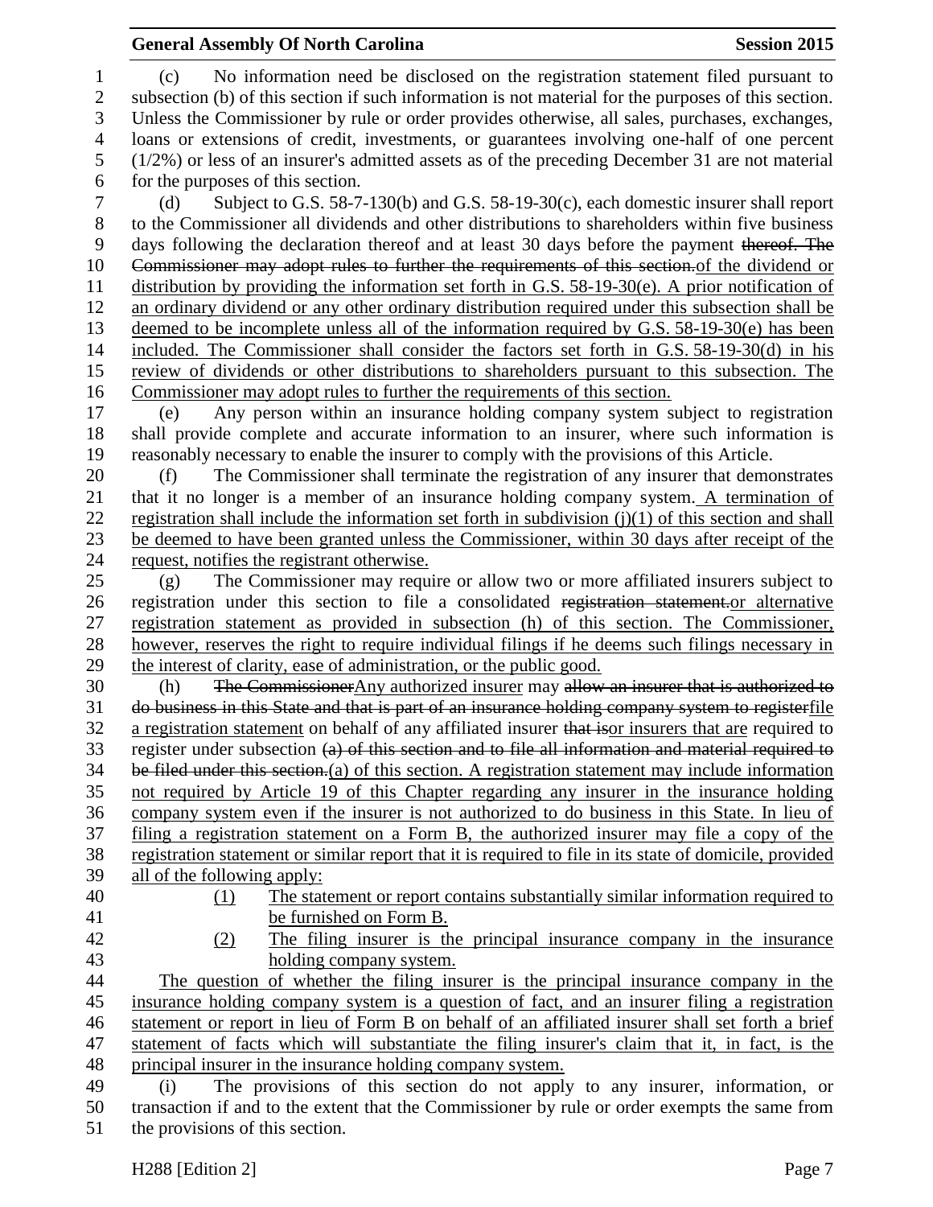(c) No information need be disclosed on the registration statement filed pursuant to subsection (b) of this section if such information is not material for the purposes of this section. Unless the Commissioner by rule or order provides otherwise, all sales, purchases, exchanges, loans or extensions of credit, investments, or guarantees involving one-half of one percent (1/2%) or less of an insurer's admitted assets as of the preceding December 31 are not material for the purposes of this section.

(d) Subject to G.S. 58-7-130(b) and G.S. 58-19-30(c), each domestic insurer shall report to the Commissioner all dividends and other distributions to shareholders within five business days following the declaration thereof and at least 30 days before the payment ~~thereof. The Commissioner may adopt rules to further the requirements of this section.~~<u>of the dividend or distribution by providing the information set forth in G.S. 58-19-30(e). A prior notification of an ordinary dividend or any other ordinary distribution required under this subsection shall be deemed to be incomplete unless all of the information required by G.S. 58-19-30(e) has been included. The Commissioner shall consider the factors set forth in G.S. 58-19-30(d) in his review of dividends or other distributions to shareholders pursuant to this subsection. The Commissioner may adopt rules to further the requirements of this section.</u>

(e) Any person within an insurance holding company system subject to registration shall provide complete and accurate information to an insurer, where such information is reasonably necessary to enable the insurer to comply with the provisions of this Article.

(f) The Commissioner shall terminate the registration of any insurer that demonstrates that it no longer is a member of an insurance holding company system.<u> A termination of registration shall include the information set forth in subdivision (j)(1) of this section and shall be deemed to have been granted unless the Commissioner, within 30 days after receipt of the request, notifies the registrant otherwise.</u>

(g) The Commissioner may require or allow two or more affiliated insurers subject to registration under this section to file a consolidated ~~registration statement.~~<u>or alternative registration statement as provided in subsection (h) of this section. The Commissioner, however, reserves the right to require individual filings if he deems such filings necessary in the interest of clarity, ease of administration, or the public good.</u>

(h) ~~The Commissioner~~<u>Any authorized insurer</u> may ~~allow an insurer that is authorized to do business in this State and that is part of an insurance holding company system to register~~<u>file a registration statement</u> on behalf of any affiliated insurer ~~that is~~<u>or insurers that are</u> required to register under subsection ~~(a) of this section and to file all information and material required to be filed under this section.~~<u>(a) of this section. A registration statement may include information not required by Article 19 of this Chapter regarding any insurer in the insurance holding company system even if the insurer is not authorized to do business in this State. In lieu of filing a registration statement on a Form B, the authorized insurer may file a copy of the registration statement or similar report that it is required to file in its state of domicile, provided all of the following apply:</u>

<u>(1) The statement or report contains substantially similar information required to be furnished on Form B.</u>

<u>(2) The filing insurer is the principal insurance company in the insurance holding company system.</u>

<u>The question of whether the filing insurer is the principal insurance company in the insurance holding company system is a question of fact, and an insurer filing a registration statement or report in lieu of Form B on behalf of an affiliated insurer shall set forth a brief statement of facts which will substantiate the filing insurer's claim that it, in fact, is the principal insurer in the insurance holding company system.</u>

(i) The provisions of this section do not apply to any insurer, information, or transaction if and to the extent that the Commissioner by rule or order exempts the same from the provisions of this section.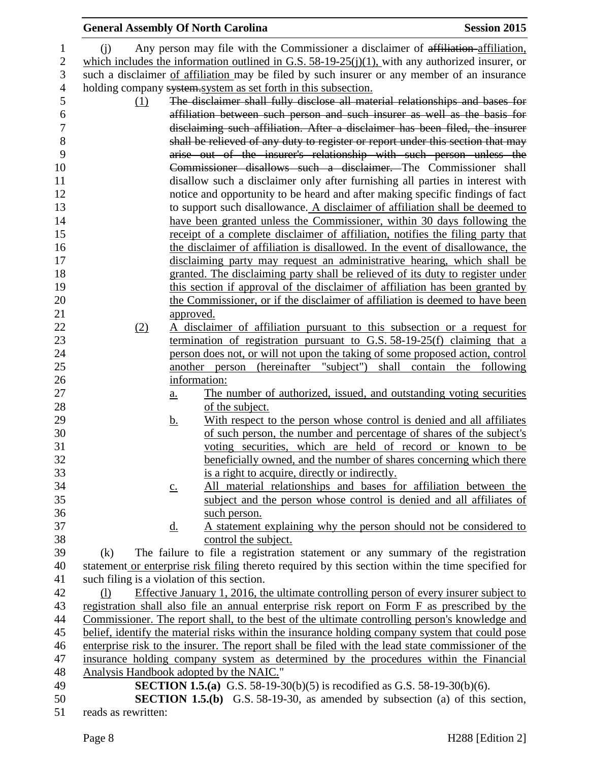(j) Any person may file with the Commissioner a disclaimer of ~~affiliation~~ affiliation, which includes the information outlined in G.S. 58-19-25(j)(1), with any authorized insurer, or such a disclaimer of affiliation may be filed by such insurer or any member of an insurance holding company ~~system.~~system as set forth in this subsection.

(1) ~~The disclaimer shall fully disclose all material relationships and bases for affiliation between such person and such insurer as well as the basis for disclaiming such affiliation. After a disclaimer has been filed, the insurer shall be relieved of any duty to register or report under this section that may arise out of the insurer's relationship with such person unless the Commissioner disallows such a disclaimer.~~ The Commissioner shall disallow such a disclaimer only after furnishing all parties in interest with notice and opportunity to be heard and after making specific findings of fact to support such disallowance. A disclaimer of affiliation shall be deemed to have been granted unless the Commissioner, within 30 days following the receipt of a complete disclaimer of affiliation, notifies the filing party that the disclaimer of affiliation is disallowed. In the event of disallowance, the disclaiming party may request an administrative hearing, which shall be granted. The disclaiming party shall be relieved of its duty to register under this section if approval of the disclaimer of affiliation has been granted by the Commissioner, or if the disclaimer of affiliation is deemed to have been approved.

(2) A disclaimer of affiliation pursuant to this subsection or a request for termination of registration pursuant to G.S. 58-19-25(f) claiming that a person does not, or will not upon the taking of some proposed action, control another person (hereinafter "subject") shall contain the following information:

a. The number of authorized, issued, and outstanding voting securities of the subject.

b. With respect to the person whose control is denied and all affiliates of such person, the number and percentage of shares of the subject's voting securities, which are held of record or known to be beneficially owned, and the number of shares concerning which there is a right to acquire, directly or indirectly.

c. All material relationships and bases for affiliation between the subject and the person whose control is denied and all affiliates of such person.

d. A statement explaining why the person should not be considered to control the subject.

(k) The failure to file a registration statement or any summary of the registration statement or enterprise risk filing thereto required by this section within the time specified for such filing is a violation of this section.

(l) Effective January 1, 2016, the ultimate controlling person of every insurer subject to registration shall also file an annual enterprise risk report on Form F as prescribed by the Commissioner. The report shall, to the best of the ultimate controlling person's knowledge and belief, identify the material risks within the insurance holding company system that could pose enterprise risk to the insurer. The report shall be filed with the lead state commissioner of the insurance holding company system as determined by the procedures within the Financial Analysis Handbook adopted by the NAIC."

**SECTION 1.5.(a)** G.S. 58-19-30(b)(5) is recodified as G.S. 58-19-30(b)(6).

**SECTION 1.5.(b)** G.S. 58-19-30, as amended by subsection (a) of this section, reads as rewritten: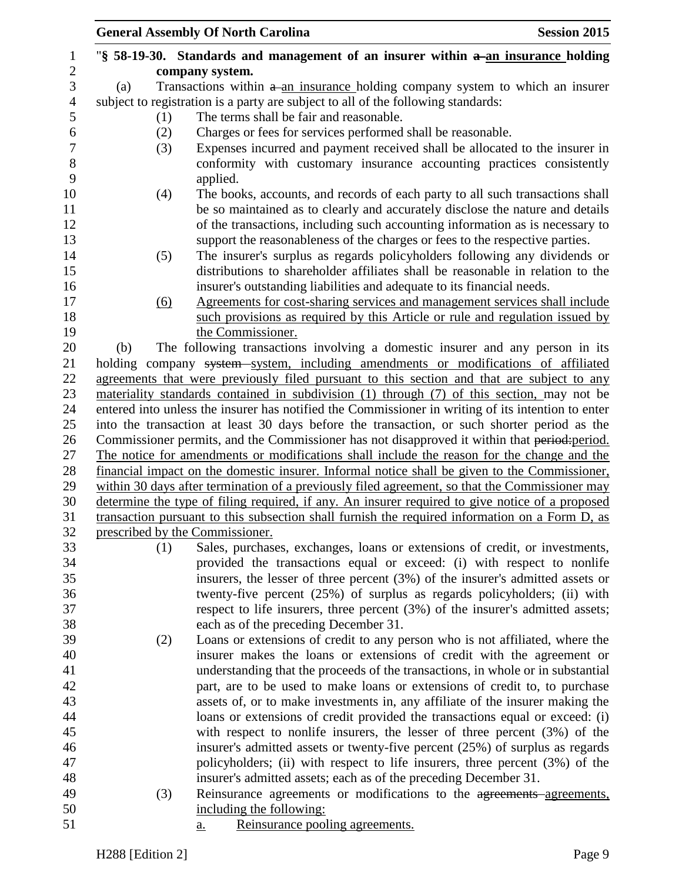"§ 58-19-30. Standards and management of an insurer within ~~a~~ an insurance holding company system.

(a) Transactions within ~~a~~ an insurance holding company system to which an insurer subject to registration is a party are subject to all of the following standards:

(1) The terms shall be fair and reasonable.

(2) Charges or fees for services performed shall be reasonable.

(3) Expenses incurred and payment received shall be allocated to the insurer in conformity with customary insurance accounting practices consistently applied.

(4) The books, accounts, and records of each party to all such transactions shall be so maintained as to clearly and accurately disclose the nature and details of the transactions, including such accounting information as is necessary to support the reasonableness of the charges or fees to the respective parties.

(5) The insurer's surplus as regards policyholders following any dividends or distributions to shareholder affiliates shall be reasonable in relation to the insurer's outstanding liabilities and adequate to its financial needs.

<u>(6) Agreements for cost-sharing services and management services shall include such provisions as required by this Article or rule and regulation issued by the Commissioner.</u>

(b) The following transactions involving a domestic insurer and any person in its holding company ~~system~~ <u>system, including amendments or modifications of affiliated agreements that were previously filed pursuant to this section and that are subject to any materiality standards contained in subdivision (1) through (7) of this section,</u> may not be entered into unless the insurer has notified the Commissioner in writing of its intention to enter into the transaction at least 30 days before the transaction, or such shorter period as the Commissioner permits, and the Commissioner has not disapproved it within that ~~period:~~<u>period. The notice for amendments or modifications shall include the reason for the change and the financial impact on the domestic insurer. Informal notice shall be given to the Commissioner, within 30 days after termination of a previously filed agreement, so that the Commissioner may determine the type of filing required, if any. An insurer required to give notice of a proposed transaction pursuant to this subsection shall furnish the required information on a Form D, as prescribed by the Commissioner.</u>

(1) Sales, purchases, exchanges, loans or extensions of credit, or investments, provided the transactions equal or exceed: (i) with respect to nonlife insurers, the lesser of three percent (3%) of the insurer's admitted assets or twenty-five percent (25%) of surplus as regards policyholders; (ii) with respect to life insurers, three percent (3%) of the insurer's admitted assets; each as of the preceding December 31.

(2) Loans or extensions of credit to any person who is not affiliated, where the insurer makes the loans or extensions of credit with the agreement or understanding that the proceeds of the transactions, in whole or in substantial part, are to be used to make loans or extensions of credit to, to purchase assets of, or to make investments in, any affiliate of the insurer making the loans or extensions of credit provided the transactions equal or exceed: (i) with respect to nonlife insurers, the lesser of three percent (3%) of the insurer's admitted assets or twenty-five percent (25%) of surplus as regards policyholders; (ii) with respect to life insurers, three percent (3%) of the insurer's admitted assets; each as of the preceding December 31.

(3) Reinsurance agreements or modifications to the ~~agreements~~ <u>agreements, including the following:</u>

<u>a. Reinsurance pooling agreements.</u>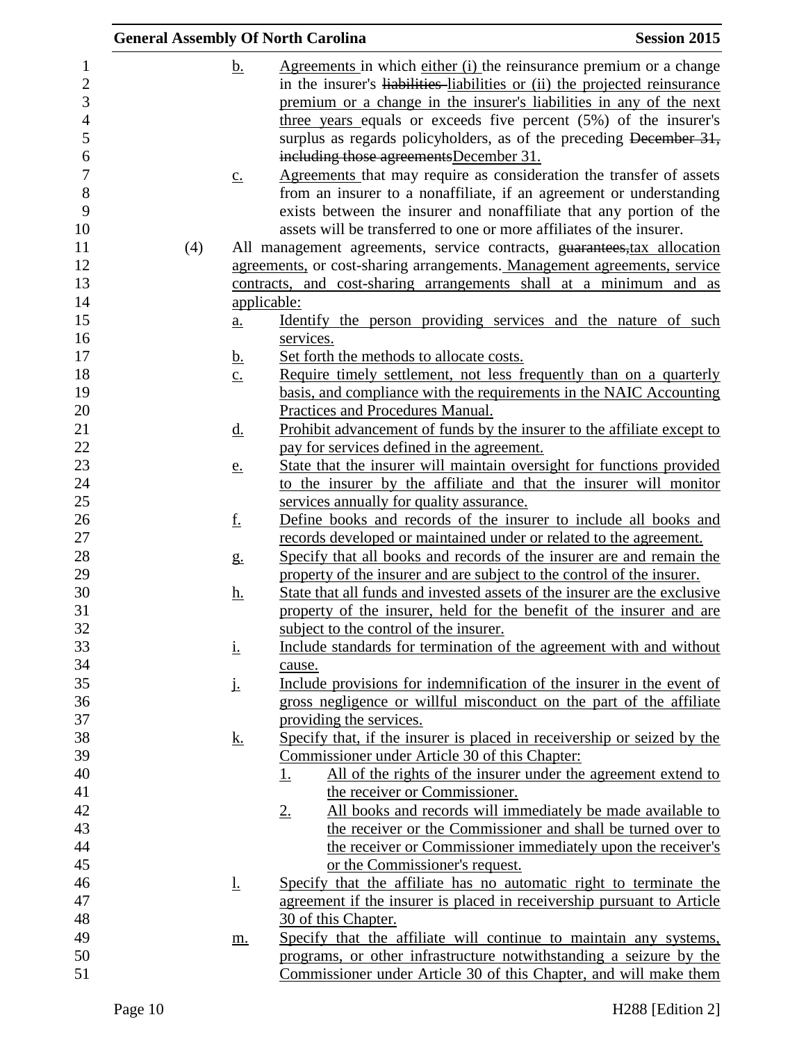b. Agreements in which either (i) the reinsurance premium or a change in the insurer's ~~liabilities~~ liabilities or (ii) the projected reinsurance premium or a change in the insurer's liabilities in any of the next three years equals or exceeds five percent (5%) of the insurer's surplus as regards policyholders, as of the preceding ~~December 31, including those agreements~~December 31.

c. Agreements that may require as consideration the transfer of assets from an insurer to a nonaffiliate, if an agreement or understanding exists between the insurer and nonaffiliate that any portion of the assets will be transferred to one or more affiliates of the insurer.

(4) All management agreements, service contracts, ~~guarantees,~~tax allocation agreements, or cost-sharing arrangements. Management agreements, service contracts, and cost-sharing arrangements shall at a minimum and as applicable:

a. Identify the person providing services and the nature of such services.

b. Set forth the methods to allocate costs.

c. Require timely settlement, not less frequently than on a quarterly basis, and compliance with the requirements in the NAIC Accounting Practices and Procedures Manual.

d. Prohibit advancement of funds by the insurer to the affiliate except to pay for services defined in the agreement.

e. State that the insurer will maintain oversight for functions provided to the insurer by the affiliate and that the insurer will monitor services annually for quality assurance.

f. Define books and records of the insurer to include all books and records developed or maintained under or related to the agreement.

g. Specify that all books and records of the insurer are and remain the property of the insurer and are subject to the control of the insurer.

h. State that all funds and invested assets of the insurer are the exclusive property of the insurer, held for the benefit of the insurer and are subject to the control of the insurer.

i. Include standards for termination of the agreement with and without cause.

j. Include provisions for indemnification of the insurer in the event of gross negligence or willful misconduct on the part of the affiliate providing the services.

k. Specify that, if the insurer is placed in receivership or seized by the Commissioner under Article 30 of this Chapter:

1. All of the rights of the insurer under the agreement extend to the receiver or Commissioner.

2. All books and records will immediately be made available to the receiver or the Commissioner and shall be turned over to the receiver or Commissioner immediately upon the receiver's or the Commissioner's request.

l. Specify that the affiliate has no automatic right to terminate the agreement if the insurer is placed in receivership pursuant to Article 30 of this Chapter.

m. Specify that the affiliate will continue to maintain any systems, programs, or other infrastructure notwithstanding a seizure by the Commissioner under Article 30 of this Chapter, and will make them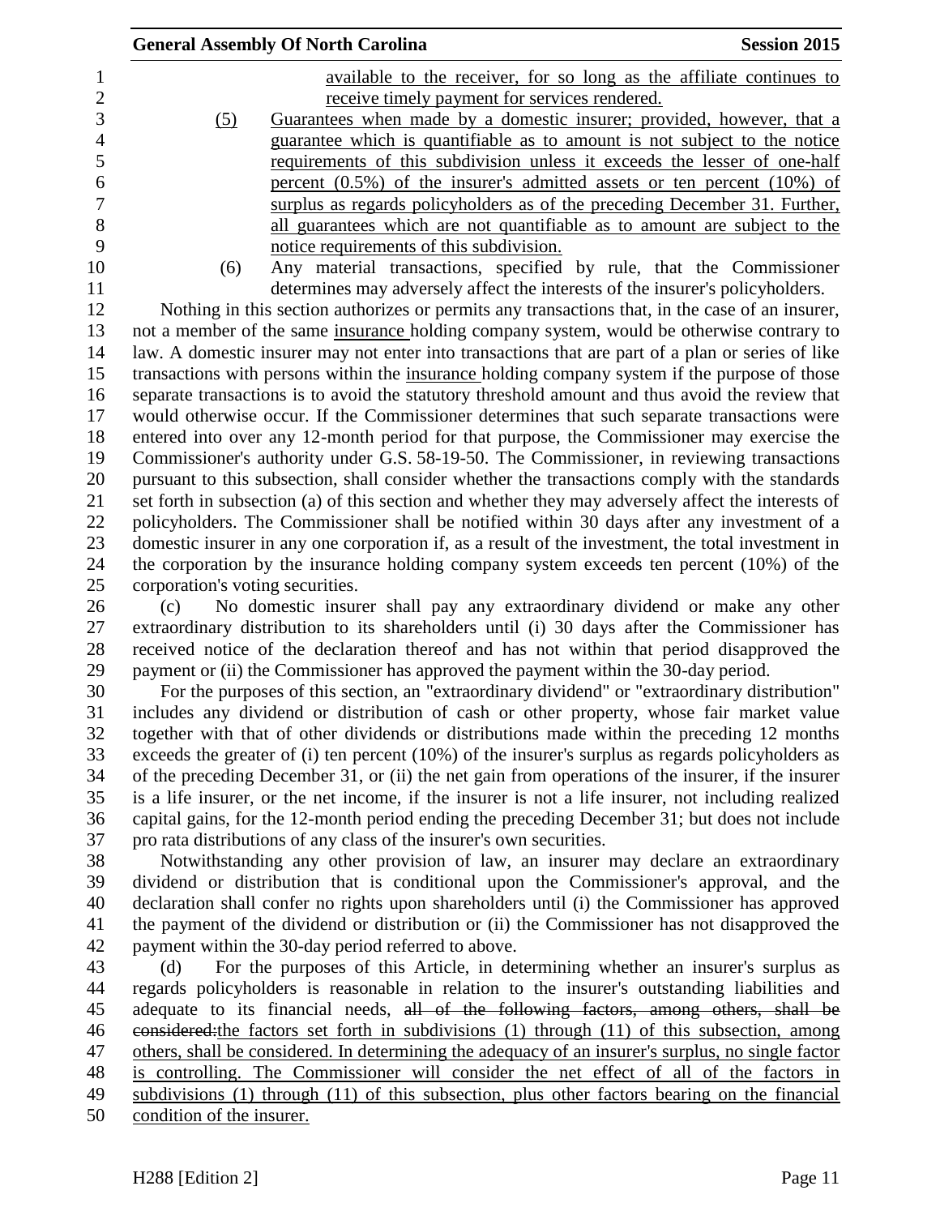available to the receiver, for so long as the affiliate continues to receive timely payment for services rendered.

(5) Guarantees when made by a domestic insurer; provided, however, that a guarantee which is quantifiable as to amount is not subject to the notice requirements of this subdivision unless it exceeds the lesser of one-half percent (0.5%) of the insurer's admitted assets or ten percent (10%) of surplus as regards policyholders as of the preceding December 31. Further, all guarantees which are not quantifiable as to amount are subject to the notice requirements of this subdivision.

(6) Any material transactions, specified by rule, that the Commissioner determines may adversely affect the interests of the insurer's policyholders.

Nothing in this section authorizes or permits any transactions that, in the case of an insurer, not a member of the same insurance holding company system, would be otherwise contrary to law. A domestic insurer may not enter into transactions that are part of a plan or series of like transactions with persons within the insurance holding company system if the purpose of those separate transactions is to avoid the statutory threshold amount and thus avoid the review that would otherwise occur. If the Commissioner determines that such separate transactions were entered into over any 12-month period for that purpose, the Commissioner may exercise the Commissioner's authority under G.S. 58-19-50. The Commissioner, in reviewing transactions pursuant to this subsection, shall consider whether the transactions comply with the standards set forth in subsection (a) of this section and whether they may adversely affect the interests of policyholders. The Commissioner shall be notified within 30 days after any investment of a domestic insurer in any one corporation if, as a result of the investment, the total investment in the corporation by the insurance holding company system exceeds ten percent (10%) of the corporation's voting securities.

(c) No domestic insurer shall pay any extraordinary dividend or make any other extraordinary distribution to its shareholders until (i) 30 days after the Commissioner has received notice of the declaration thereof and has not within that period disapproved the payment or (ii) the Commissioner has approved the payment within the 30-day period.

For the purposes of this section, an "extraordinary dividend" or "extraordinary distribution" includes any dividend or distribution of cash or other property, whose fair market value together with that of other dividends or distributions made within the preceding 12 months exceeds the greater of (i) ten percent (10%) of the insurer's surplus as regards policyholders as of the preceding December 31, or (ii) the net gain from operations of the insurer, if the insurer is a life insurer, or the net income, if the insurer is not a life insurer, not including realized capital gains, for the 12-month period ending the preceding December 31; but does not include pro rata distributions of any class of the insurer's own securities.

Notwithstanding any other provision of law, an insurer may declare an extraordinary dividend or distribution that is conditional upon the Commissioner's approval, and the declaration shall confer no rights upon shareholders until (i) the Commissioner has approved the payment of the dividend or distribution or (ii) the Commissioner has not disapproved the payment within the 30-day period referred to above.

(d) For the purposes of this Article, in determining whether an insurer's surplus as regards policyholders is reasonable in relation to the insurer's outstanding liabilities and adequate to its financial needs, ~~all of the following factors, among others, shall be considered:~~the factors set forth in subdivisions (1) through (11) of this subsection, among others, shall be considered. In determining the adequacy of an insurer's surplus, no single factor is controlling. The Commissioner will consider the net effect of all of the factors in subdivisions (1) through (11) of this subsection, plus other factors bearing on the financial condition of the insurer.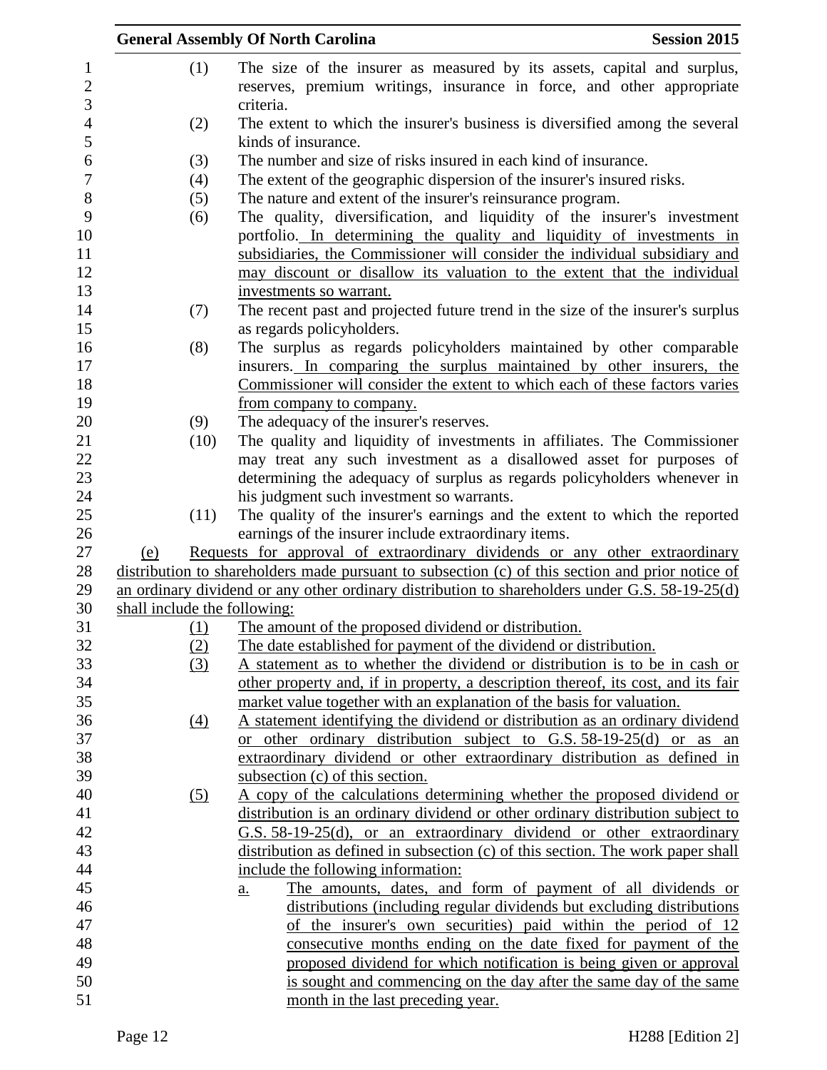(1) The size of the insurer as measured by its assets, capital and surplus, reserves, premium writings, insurance in force, and other appropriate criteria.

(2) The extent to which the insurer's business is diversified among the several kinds of insurance.

(3) The number and size of risks insured in each kind of insurance.

(4) The extent of the geographic dispersion of the insurer's insured risks.

(5) The nature and extent of the insurer's reinsurance program.

(6) The quality, diversification, and liquidity of the insurer's investment portfolio. In determining the quality and liquidity of investments in subsidiaries, the Commissioner will consider the individual subsidiary and may discount or disallow its valuation to the extent that the individual investments so warrant.

(7) The recent past and projected future trend in the size of the insurer's surplus as regards policyholders.

(8) The surplus as regards policyholders maintained by other comparable insurers. In comparing the surplus maintained by other insurers, the Commissioner will consider the extent to which each of these factors varies from company to company.

(9) The adequacy of the insurer's reserves.

(10) The quality and liquidity of investments in affiliates. The Commissioner may treat any such investment as a disallowed asset for purposes of determining the adequacy of surplus as regards policyholders whenever in his judgment such investment so warrants.

(11) The quality of the insurer's earnings and the extent to which the reported earnings of the insurer include extraordinary items.

(e) Requests for approval of extraordinary dividends or any other extraordinary distribution to shareholders made pursuant to subsection (c) of this section and prior notice of an ordinary dividend or any other ordinary distribution to shareholders under G.S. 58-19-25(d) shall include the following:

(1) The amount of the proposed dividend or distribution.

(2) The date established for payment of the dividend or distribution.

(3) A statement as to whether the dividend or distribution is to be in cash or other property and, if in property, a description thereof, its cost, and its fair market value together with an explanation of the basis for valuation.

(4) A statement identifying the dividend or distribution as an ordinary dividend or other ordinary distribution subject to G.S. 58-19-25(d) or as an extraordinary dividend or other extraordinary distribution as defined in subsection (c) of this section.

(5) A copy of the calculations determining whether the proposed dividend or distribution is an ordinary dividend or other ordinary distribution subject to G.S. 58-19-25(d), or an extraordinary dividend or other extraordinary distribution as defined in subsection (c) of this section. The work paper shall include the following information:

   a. The amounts, dates, and form of payment of all dividends or distributions (including regular dividends but excluding distributions of the insurer's own securities) paid within the period of 12 consecutive months ending on the date fixed for payment of the proposed dividend for which notification is being given or approval is sought and commencing on the day after the same day of the same month in the last preceding year.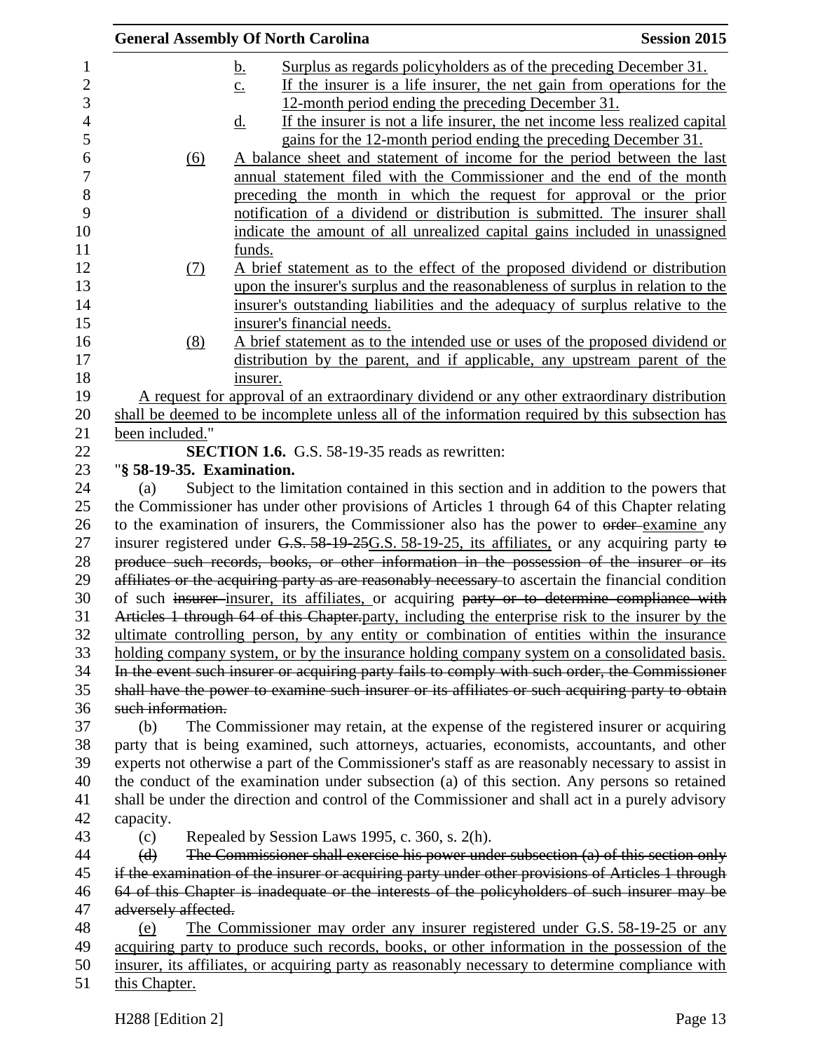b. Surplus as regards policyholders as of the preceding December 31.

c. If the insurer is a life insurer, the net gain from operations for the 12-month period ending the preceding December 31.

d. If the insurer is not a life insurer, the net income less realized capital gains for the 12-month period ending the preceding December 31.

(6) A balance sheet and statement of income for the period between the last annual statement filed with the Commissioner and the end of the month preceding the month in which the request for approval or the prior notification of a dividend or distribution is submitted. The insurer shall indicate the amount of all unrealized capital gains included in unassigned funds.

(7) A brief statement as to the effect of the proposed dividend or distribution upon the insurer's surplus and the reasonableness of surplus in relation to the insurer's outstanding liabilities and the adequacy of surplus relative to the insurer's financial needs.

(8) A brief statement as to the intended use or uses of the proposed dividend or distribution by the parent, and if applicable, any upstream parent of the insurer.

A request for approval of an extraordinary dividend or any other extraordinary distribution shall be deemed to be incomplete unless all of the information required by this subsection has been included."

**SECTION 1.6.** G.S. 58-19-35 reads as rewritten:

"**§ 58-19-35. Examination.**

(a) Subject to the limitation contained in this section and in addition to the powers that the Commissioner has under other provisions of Articles 1 through 64 of this Chapter relating to the examination of insurers, the Commissioner also has the power to ~~order~~ examine any insurer registered under ~~G.S. 58-19-25~~G.S. 58-19-25, its affiliates, or any acquiring party ~~to produce such records, books, or other information in the possession of the insurer or its affiliates or the acquiring party as are reasonably necessary~~ to ascertain the financial condition of such ~~insurer~~ insurer, its affiliates, or acquiring ~~party or to determine compliance with Articles 1 through 64 of this Chapter.~~party, including the enterprise risk to the insurer by the ultimate controlling person, by any entity or combination of entities within the insurance holding company system, or by the insurance holding company system on a consolidated basis. ~~In the event such insurer or acquiring party fails to comply with such order, the Commissioner shall have the power to examine such insurer or its affiliates or such acquiring party to obtain such information.~~

(b) The Commissioner may retain, at the expense of the registered insurer or acquiring party that is being examined, such attorneys, actuaries, economists, accountants, and other experts not otherwise a part of the Commissioner's staff as are reasonably necessary to assist in the conduct of the examination under subsection (a) of this section. Any persons so retained shall be under the direction and control of the Commissioner and shall act in a purely advisory capacity.

(c) Repealed by Session Laws 1995, c. 360, s. 2(h).

~~(d) The Commissioner shall exercise his power under subsection (a) of this section only if the examination of the insurer or acquiring party under other provisions of Articles 1 through 64 of this Chapter is inadequate or the interests of the policyholders of such insurer may be adversely affected.~~

(e) The Commissioner may order any insurer registered under G.S. 58-19-25 or any acquiring party to produce such records, books, or other information in the possession of the insurer, its affiliates, or acquiring party as reasonably necessary to determine compliance with this Chapter.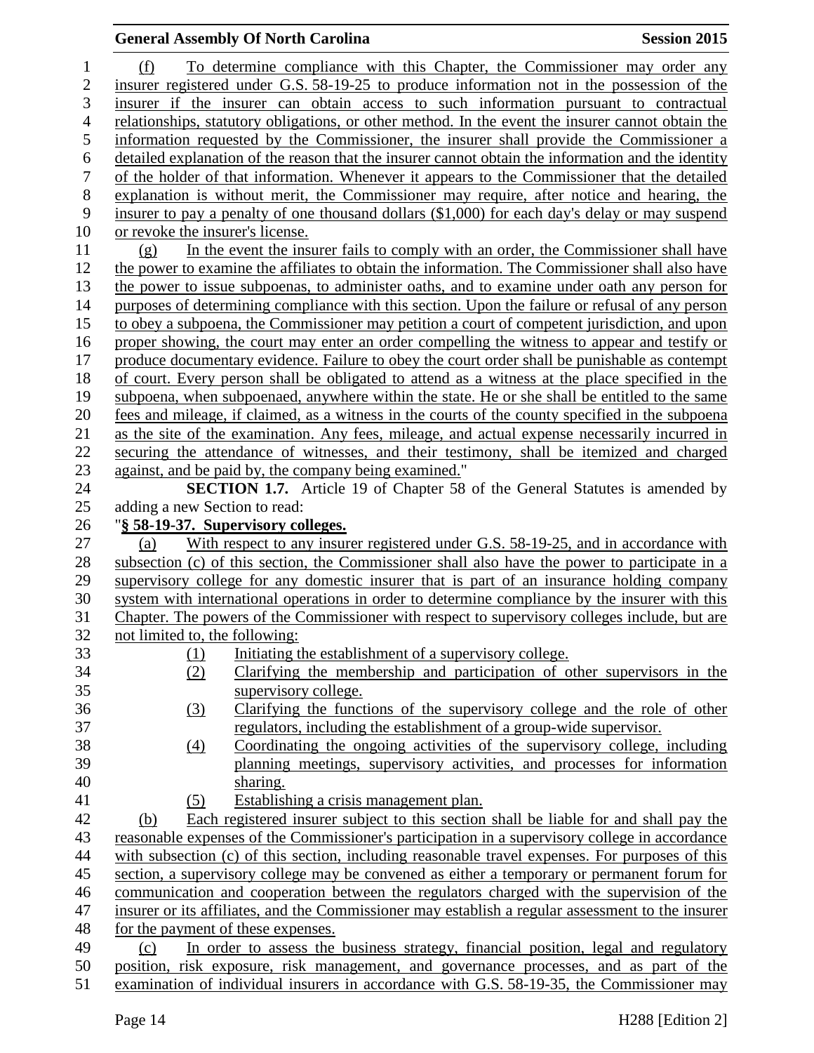(f) To determine compliance with this Chapter, the Commissioner may order any insurer registered under G.S. 58-19-25 to produce information not in the possession of the insurer if the insurer can obtain access to such information pursuant to contractual relationships, statutory obligations, or other method. In the event the insurer cannot obtain the information requested by the Commissioner, the insurer shall provide the Commissioner a detailed explanation of the reason that the insurer cannot obtain the information and the identity of the holder of that information. Whenever it appears to the Commissioner that the detailed explanation is without merit, the Commissioner may require, after notice and hearing, the insurer to pay a penalty of one thousand dollars ($1,000) for each day's delay or may suspend or revoke the insurer's license.

(g) In the event the insurer fails to comply with an order, the Commissioner shall have the power to examine the affiliates to obtain the information. The Commissioner shall also have the power to issue subpoenas, to administer oaths, and to examine under oath any person for purposes of determining compliance with this section. Upon the failure or refusal of any person to obey a subpoena, the Commissioner may petition a court of competent jurisdiction, and upon proper showing, the court may enter an order compelling the witness to appear and testify or produce documentary evidence. Failure to obey the court order shall be punishable as contempt of court. Every person shall be obligated to attend as a witness at the place specified in the subpoena, when subpoenaed, anywhere within the state. He or she shall be entitled to the same fees and mileage, if claimed, as a witness in the courts of the county specified in the subpoena as the site of the examination. Any fees, mileage, and actual expense necessarily incurred in securing the attendance of witnesses, and their testimony, shall be itemized and charged against, and be paid by, the company being examined."

**SECTION 1.7.** Article 19 of Chapter 58 of the General Statutes is amended by adding a new Section to read:

"**§ 58-19-37. Supervisory colleges.**

(a) With respect to any insurer registered under G.S. 58-19-25, and in accordance with subsection (c) of this section, the Commissioner shall also have the power to participate in a supervisory college for any domestic insurer that is part of an insurance holding company system with international operations in order to determine compliance by the insurer with this Chapter. The powers of the Commissioner with respect to supervisory colleges include, but are not limited to, the following:

(1) Initiating the establishment of a supervisory college.
(2) Clarifying the membership and participation of other supervisors in the supervisory college.
(3) Clarifying the functions of the supervisory college and the role of other regulators, including the establishment of a group-wide supervisor.
(4) Coordinating the ongoing activities of the supervisory college, including planning meetings, supervisory activities, and processes for information sharing.
(5) Establishing a crisis management plan.

(b) Each registered insurer subject to this section shall be liable for and shall pay the reasonable expenses of the Commissioner's participation in a supervisory college in accordance with subsection (c) of this section, including reasonable travel expenses. For purposes of this section, a supervisory college may be convened as either a temporary or permanent forum for communication and cooperation between the regulators charged with the supervision of the insurer or its affiliates, and the Commissioner may establish a regular assessment to the insurer for the payment of these expenses.

(c) In order to assess the business strategy, financial position, legal and regulatory position, risk exposure, risk management, and governance processes, and as part of the examination of individual insurers in accordance with G.S. 58-19-35, the Commissioner may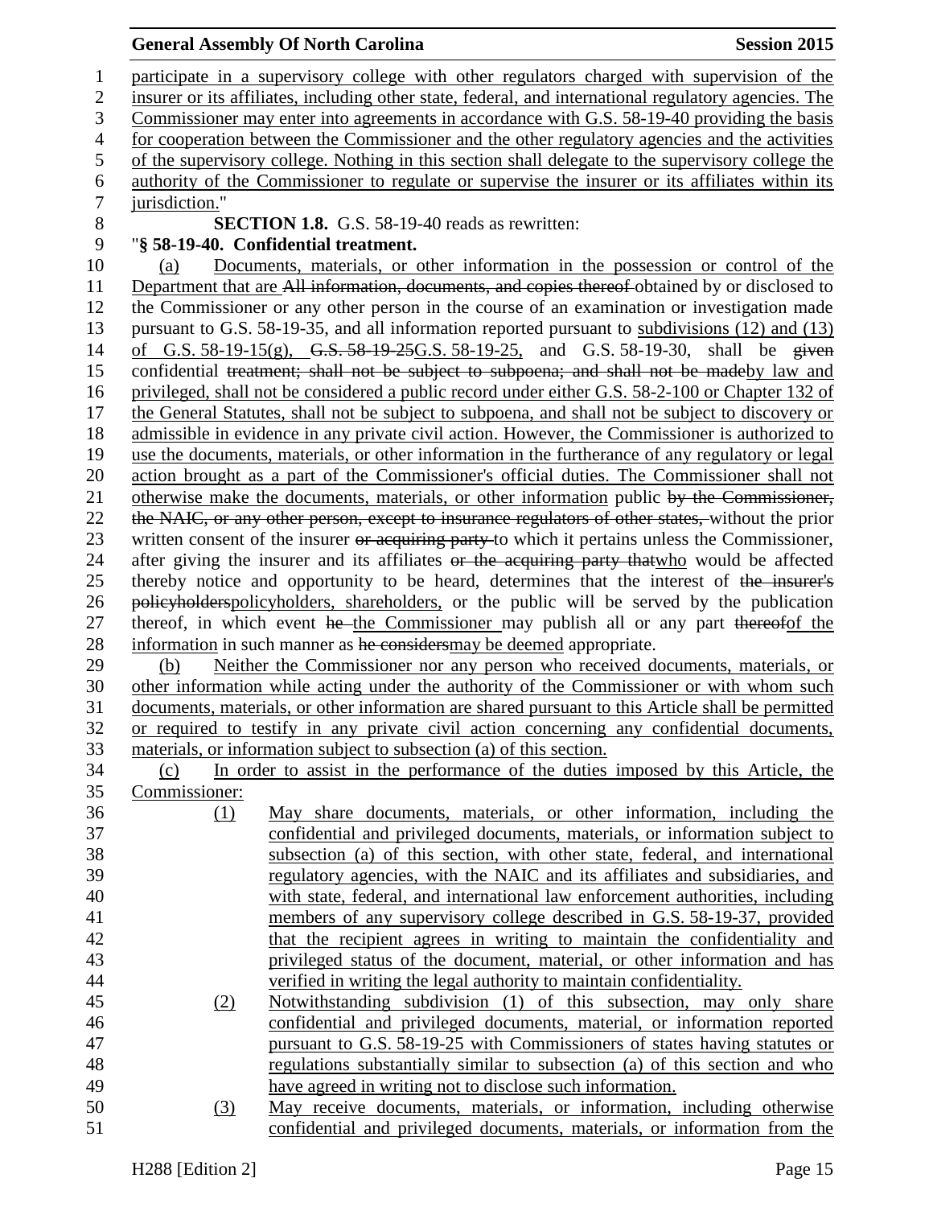participate in a supervisory college with other regulators charged with supervision of the insurer or its affiliates, including other state, federal, and international regulatory agencies. The Commissioner may enter into agreements in accordance with G.S. 58-19-40 providing the basis for cooperation between the Commissioner and the other regulatory agencies and the activities of the supervisory college. Nothing in this section shall delegate to the supervisory college the authority of the Commissioner to regulate or supervise the insurer or its affiliates within its jurisdiction."

**SECTION 1.8.** G.S. 58-19-40 reads as rewritten:

"**§ 58-19-40. Confidential treatment.**

(a) Documents, materials, or other information in the possession or control of the Department that are ~~All information, documents, and copies thereof~~ obtained by or disclosed to the Commissioner or any other person in the course of an examination or investigation made pursuant to G.S. 58-19-35, and all information reported pursuant to subdivisions (12) and (13) of G.S. 58-19-15(g), ~~G.S. 58-19-25~~G.S. 58-19-25, and G.S. 58-19-30, shall be ~~given~~ confidential ~~treatment; shall not be subject to subpoena; and shall not be made~~by law and privileged, shall not be considered a public record under either G.S. 58-2-100 or Chapter 132 of the General Statutes, shall not be subject to subpoena, and shall not be subject to discovery or admissible in evidence in any private civil action. However, the Commissioner is authorized to use the documents, materials, or other information in the furtherance of any regulatory or legal action brought as a part of the Commissioner's official duties. The Commissioner shall not otherwise make the documents, materials, or other information public ~~by the Commissioner, the NAIC, or any other person, except to insurance regulators of other states,~~ without the prior written consent of the insurer ~~or acquiring party~~ to which it pertains unless the Commissioner, after giving the insurer and its affiliates ~~or the acquiring party that~~who would be affected thereby notice and opportunity to be heard, determines that the interest of ~~the insurer's policyholders~~policyholders, shareholders, or the public will be served by the publication thereof, in which event ~~he~~ the Commissioner may publish all or any part ~~thereof~~of the information in such manner as ~~he considers~~may be deemed appropriate.

(b) Neither the Commissioner nor any person who received documents, materials, or other information while acting under the authority of the Commissioner or with whom such documents, materials, or other information are shared pursuant to this Article shall be permitted or required to testify in any private civil action concerning any confidential documents, materials, or information subject to subsection (a) of this section.

(c) In order to assist in the performance of the duties imposed by this Article, the Commissioner:

(1) May share documents, materials, or other information, including the confidential and privileged documents, materials, or information subject to subsection (a) of this section, with other state, federal, and international regulatory agencies, with the NAIC and its affiliates and subsidiaries, and with state, federal, and international law enforcement authorities, including members of any supervisory college described in G.S. 58-19-37, provided that the recipient agrees in writing to maintain the confidentiality and privileged status of the document, material, or other information and has verified in writing the legal authority to maintain confidentiality.

(2) Notwithstanding subdivision (1) of this subsection, may only share confidential and privileged documents, material, or information reported pursuant to G.S. 58-19-25 with Commissioners of states having statutes or regulations substantially similar to subsection (a) of this section and who have agreed in writing not to disclose such information.

(3) May receive documents, materials, or information, including otherwise confidential and privileged documents, materials, or information from the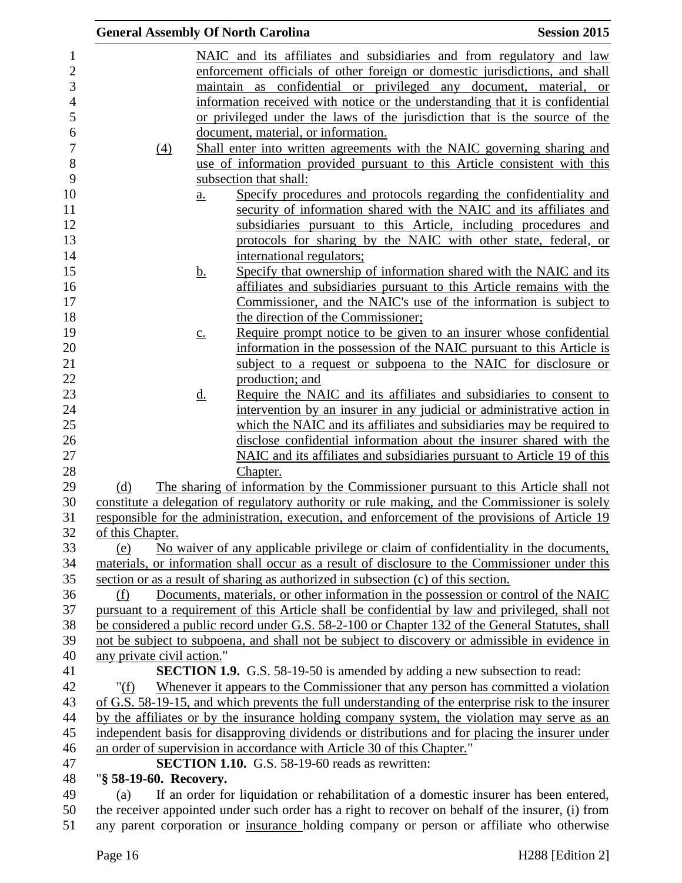NAIC and its affiliates and subsidiaries and from regulatory and law enforcement officials of other foreign or domestic jurisdictions, and shall maintain as confidential or privileged any document, material, or information received with notice or the understanding that it is confidential or privileged under the laws of the jurisdiction that is the source of the document, material, or information.

(4) Shall enter into written agreements with the NAIC governing sharing and use of information provided pursuant to this Article consistent with this subsection that shall:

a. Specify procedures and protocols regarding the confidentiality and security of information shared with the NAIC and its affiliates and subsidiaries pursuant to this Article, including procedures and protocols for sharing by the NAIC with other state, federal, or international regulators;

b. Specify that ownership of information shared with the NAIC and its affiliates and subsidiaries pursuant to this Article remains with the Commissioner, and the NAIC's use of the information is subject to the direction of the Commissioner;

c. Require prompt notice to be given to an insurer whose confidential information in the possession of the NAIC pursuant to this Article is subject to a request or subpoena to the NAIC for disclosure or production; and

d. Require the NAIC and its affiliates and subsidiaries to consent to intervention by an insurer in any judicial or administrative action in which the NAIC and its affiliates and subsidiaries may be required to disclose confidential information about the insurer shared with the NAIC and its affiliates and subsidiaries pursuant to Article 19 of this Chapter.

(d) The sharing of information by the Commissioner pursuant to this Article shall not constitute a delegation of regulatory authority or rule making, and the Commissioner is solely responsible for the administration, execution, and enforcement of the provisions of Article 19 of this Chapter.

(e) No waiver of any applicable privilege or claim of confidentiality in the documents, materials, or information shall occur as a result of disclosure to the Commissioner under this section or as a result of sharing as authorized in subsection (c) of this section.

(f) Documents, materials, or other information in the possession or control of the NAIC pursuant to a requirement of this Article shall be confidential by law and privileged, shall not be considered a public record under G.S. 58-2-100 or Chapter 132 of the General Statutes, shall not be subject to subpoena, and shall not be subject to discovery or admissible in evidence in any private civil action."

**SECTION 1.9.** G.S. 58-19-50 is amended by adding a new subsection to read:

"(f) Whenever it appears to the Commissioner that any person has committed a violation of G.S. 58-19-15, and which prevents the full understanding of the enterprise risk to the insurer by the affiliates or by the insurance holding company system, the violation may serve as an independent basis for disapproving dividends or distributions and for placing the insurer under an order of supervision in accordance with Article 30 of this Chapter."

**SECTION 1.10.** G.S. 58-19-60 reads as rewritten:

"**§ 58-19-60. Recovery.**

(a) If an order for liquidation or rehabilitation of a domestic insurer has been entered, the receiver appointed under such order has a right to recover on behalf of the insurer, (i) from any parent corporation or insurance holding company or person or affiliate who otherwise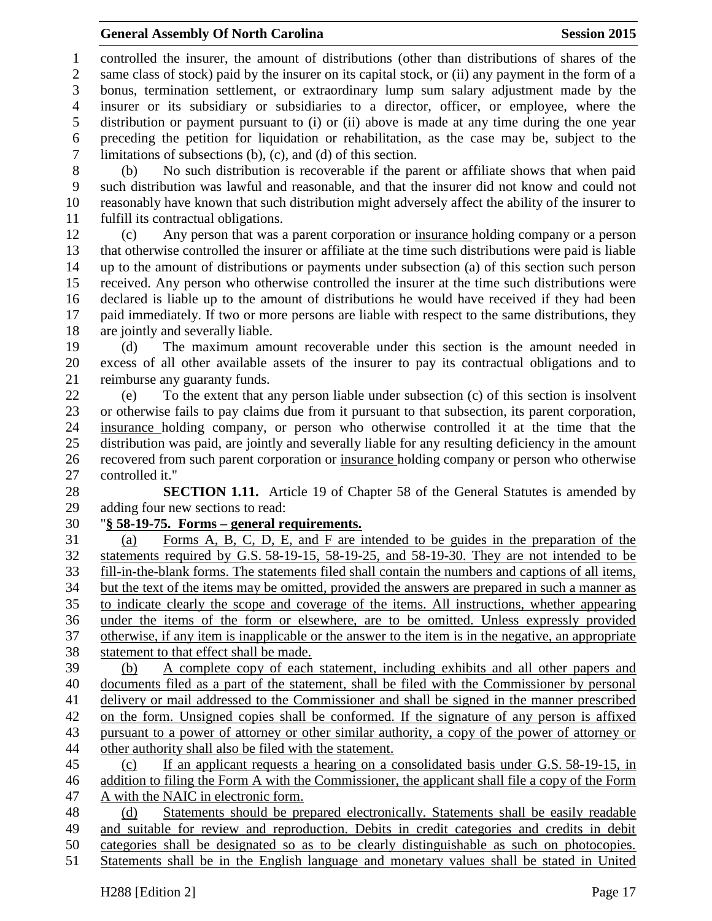controlled the insurer, the amount of distributions (other than distributions of shares of the same class of stock) paid by the insurer on its capital stock, or (ii) any payment in the form of a bonus, termination settlement, or extraordinary lump sum salary adjustment made by the insurer or its subsidiary or subsidiaries to a director, officer, or employee, where the distribution or payment pursuant to (i) or (ii) above is made at any time during the one year preceding the petition for liquidation or rehabilitation, as the case may be, subject to the limitations of subsections (b), (c), and (d) of this section.

(b) No such distribution is recoverable if the parent or affiliate shows that when paid such distribution was lawful and reasonable, and that the insurer did not know and could not reasonably have known that such distribution might adversely affect the ability of the insurer to fulfill its contractual obligations.

(c) Any person that was a parent corporation or <u>insurance</u> holding company or a person that otherwise controlled the insurer or affiliate at the time such distributions were paid is liable up to the amount of distributions or payments under subsection (a) of this section such person received. Any person who otherwise controlled the insurer at the time such distributions were declared is liable up to the amount of distributions he would have received if they had been paid immediately. If two or more persons are liable with respect to the same distributions, they are jointly and severally liable.

(d) The maximum amount recoverable under this section is the amount needed in excess of all other available assets of the insurer to pay its contractual obligations and to reimburse any guaranty funds.

(e) To the extent that any person liable under subsection (c) of this section is insolvent or otherwise fails to pay claims due from it pursuant to that subsection, its parent corporation, <u>insurance</u> holding company, or person who otherwise controlled it at the time that the distribution was paid, are jointly and severally liable for any resulting deficiency in the amount recovered from such parent corporation or <u>insurance</u> holding company or person who otherwise controlled it."

**SECTION 1.11.** Article 19 of Chapter 58 of the General Statutes is amended by adding four new sections to read:

"**<u>§ 58-19-75. Forms – general requirements.</u>**

<u>(a) Forms A, B, C, D, E, and F are intended to be guides in the preparation of the statements required by G.S. 58-19-15, 58-19-25, and 58-19-30. They are not intended to be fill-in-the-blank forms. The statements filed shall contain the numbers and captions of all items, but the text of the items may be omitted, provided the answers are prepared in such a manner as to indicate clearly the scope and coverage of the items. All instructions, whether appearing under the items of the form or elsewhere, are to be omitted. Unless expressly provided otherwise, if any item is inapplicable or the answer to the item is in the negative, an appropriate statement to that effect shall be made.</u>

<u>(b) A complete copy of each statement, including exhibits and all other papers and documents filed as a part of the statement, shall be filed with the Commissioner by personal delivery or mail addressed to the Commissioner and shall be signed in the manner prescribed on the form. Unsigned copies shall be conformed. If the signature of any person is affixed pursuant to a power of attorney or other similar authority, a copy of the power of attorney or other authority shall also be filed with the statement.</u>

<u>(c) If an applicant requests a hearing on a consolidated basis under G.S. 58-19-15, in addition to filing the Form A with the Commissioner, the applicant shall file a copy of the Form A with the NAIC in electronic form.</u>

<u>(d) Statements should be prepared electronically. Statements shall be easily readable and suitable for review and reproduction. Debits in credit categories and credits in debit categories shall be designated so as to be clearly distinguishable as such on photocopies. Statements shall be in the English language and monetary values shall be stated in United</u>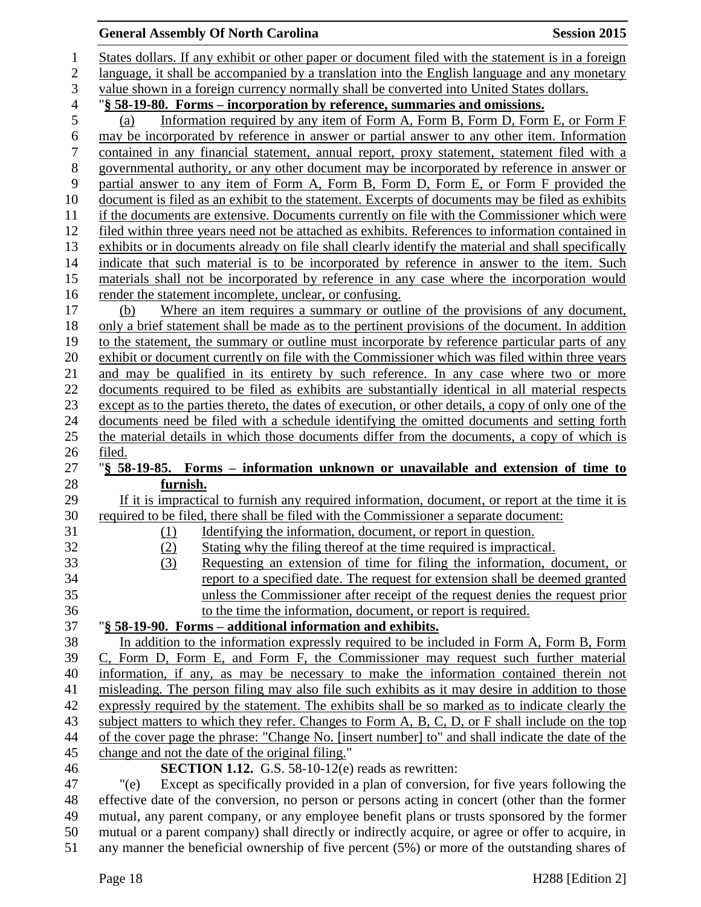States dollars. If any exhibit or other paper or document filed with the statement is in a foreign language, it shall be accompanied by a translation into the English language and any monetary value shown in a foreign currency normally shall be converted into United States dollars.

"**§ 58-19-80. Forms – incorporation by reference, summaries and omissions.**

(a) Information required by any item of Form A, Form B, Form D, Form E, or Form F may be incorporated by reference in answer or partial answer to any other item. Information contained in any financial statement, annual report, proxy statement, statement filed with a governmental authority, or any other document may be incorporated by reference in answer or partial answer to any item of Form A, Form B, Form D, Form E, or Form F provided the document is filed as an exhibit to the statement. Excerpts of documents may be filed as exhibits if the documents are extensive. Documents currently on file with the Commissioner which were filed within three years need not be attached as exhibits. References to information contained in exhibits or in documents already on file shall clearly identify the material and shall specifically indicate that such material is to be incorporated by reference in answer to the item. Such materials shall not be incorporated by reference in any case where the incorporation would render the statement incomplete, unclear, or confusing.

(b) Where an item requires a summary or outline of the provisions of any document, only a brief statement shall be made as to the pertinent provisions of the document. In addition to the statement, the summary or outline must incorporate by reference particular parts of any exhibit or document currently on file with the Commissioner which was filed within three years and may be qualified in its entirety by such reference. In any case where two or more documents required to be filed as exhibits are substantially identical in all material respects except as to the parties thereto, the dates of execution, or other details, a copy of only one of the documents need be filed with a schedule identifying the omitted documents and setting forth the material details in which those documents differ from the documents, a copy of which is filed.

"**§ 58-19-85. Forms – information unknown or unavailable and extension of time to furnish.**

If it is impractical to furnish any required information, document, or report at the time it is required to be filed, there shall be filed with the Commissioner a separate document:

(1) Identifying the information, document, or report in question.
(2) Stating why the filing thereof at the time required is impractical.
(3) Requesting an extension of time for filing the information, document, or report to a specified date. The request for extension shall be deemed granted unless the Commissioner after receipt of the request denies the request prior to the time the information, document, or report is required.

"**§ 58-19-90. Forms – additional information and exhibits.**

In addition to the information expressly required to be included in Form A, Form B, Form C, Form D, Form E, and Form F, the Commissioner may request such further material information, if any, as may be necessary to make the information contained therein not misleading. The person filing may also file such exhibits as it may desire in addition to those expressly required by the statement. The exhibits shall be so marked as to indicate clearly the subject matters to which they refer. Changes to Form A, B, C, D, or F shall include on the top of the cover page the phrase: "Change No. [insert number] to" and shall indicate the date of the change and not the date of the original filing."

**SECTION 1.12.** G.S. 58-10-12(e) reads as rewritten:

"(e) Except as specifically provided in a plan of conversion, for five years following the effective date of the conversion, no person or persons acting in concert (other than the former mutual, any parent company, or any employee benefit plans or trusts sponsored by the former mutual or a parent company) shall directly or indirectly acquire, or agree or offer to acquire, in any manner the beneficial ownership of five percent (5%) or more of the outstanding shares of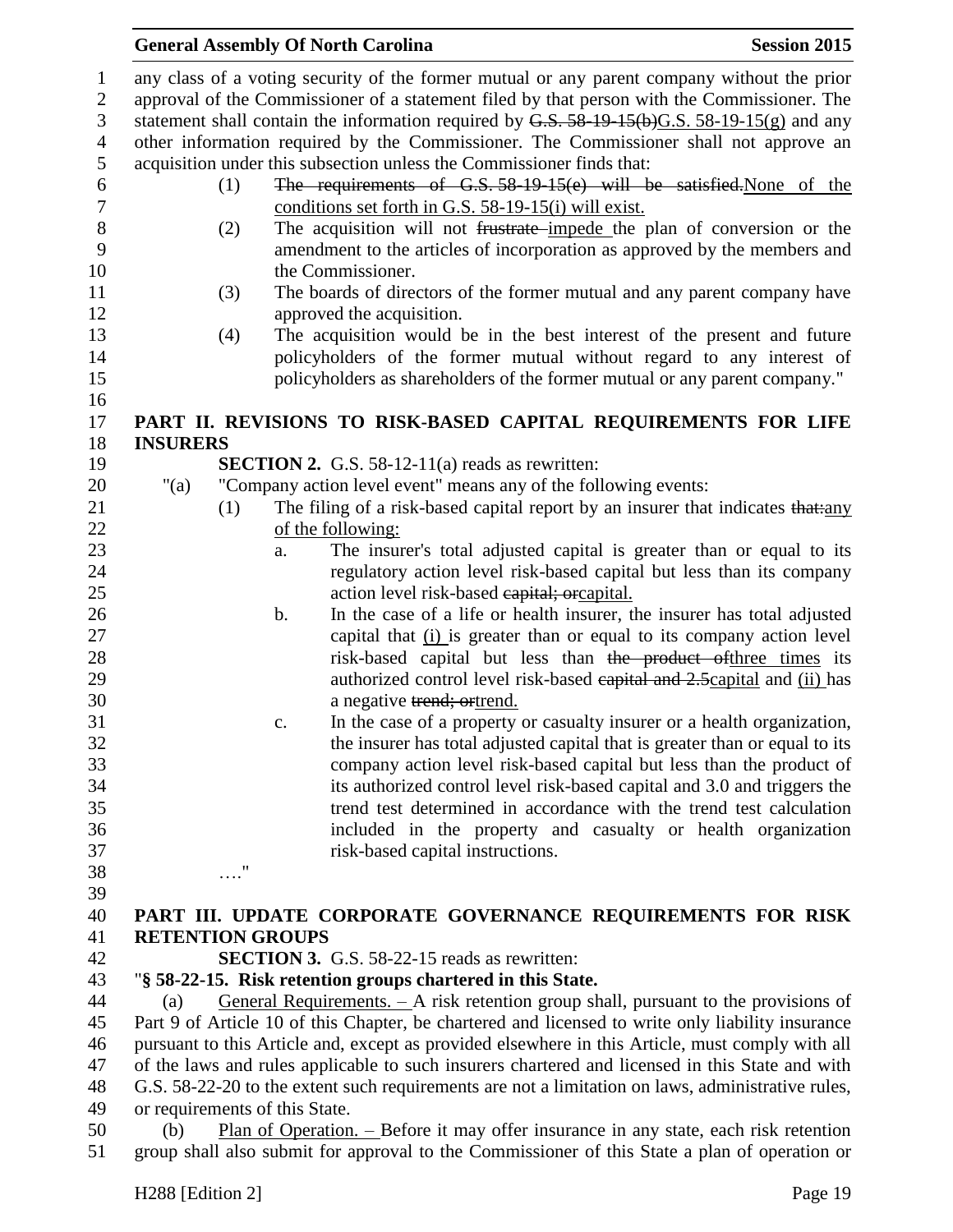any class of a voting security of the former mutual or any parent company without the prior approval of the Commissioner of a statement filed by that person with the Commissioner. The statement shall contain the information required by ~~G.S. 58-19-15(b)~~G.S. 58-19-15(g) and any other information required by the Commissioner. The Commissioner shall not approve an acquisition under this subsection unless the Commissioner finds that:

(1) ~~The requirements of G.S. 58-19-15(e) will be satisfied.~~None of the conditions set forth in G.S. 58-19-15(i) will exist.

(2) The acquisition will not ~~frustrate~~ impede the plan of conversion or the amendment to the articles of incorporation as approved by the members and the Commissioner.

(3) The boards of directors of the former mutual and any parent company have approved the acquisition.

(4) The acquisition would be in the best interest of the present and future policyholders of the former mutual without regard to any interest of policyholders as shareholders of the former mutual or any parent company."

## PART II. REVISIONS TO RISK-BASED CAPITAL REQUIREMENTS FOR LIFE INSURERS

**SECTION 2.** G.S. 58-12-11(a) reads as rewritten:

"(a) "Company action level event" means any of the following events:

(1) The filing of a risk-based capital report by an insurer that indicates ~~that:~~any of the following:

a. The insurer's total adjusted capital is greater than or equal to its regulatory action level risk-based capital but less than its company action level risk-based ~~capital; or~~capital.

b. In the case of a life or health insurer, the insurer has total adjusted capital that (i) is greater than or equal to its company action level risk-based capital but less than ~~the product of~~three times its authorized control level risk-based ~~capital and 2.5~~capital and (ii) has a negative ~~trend; or~~trend.

c. In the case of a property or casualty insurer or a health organization, the insurer has total adjusted capital that is greater than or equal to its company action level risk-based capital but less than the product of its authorized control level risk-based capital and 3.0 and triggers the trend test determined in accordance with the trend test calculation included in the property and casualty or health organization risk-based capital instructions.

…."

## PART III. UPDATE CORPORATE GOVERNANCE REQUIREMENTS FOR RISK RETENTION GROUPS

**SECTION 3.** G.S. 58-22-15 reads as rewritten:

"**§ 58-22-15. Risk retention groups chartered in this State.**

(a) General Requirements. – A risk retention group shall, pursuant to the provisions of Part 9 of Article 10 of this Chapter, be chartered and licensed to write only liability insurance pursuant to this Article and, except as provided elsewhere in this Article, must comply with all of the laws and rules applicable to such insurers chartered and licensed in this State and with G.S. 58-22-20 to the extent such requirements are not a limitation on laws, administrative rules, or requirements of this State.

(b) Plan of Operation. – Before it may offer insurance in any state, each risk retention group shall also submit for approval to the Commissioner of this State a plan of operation or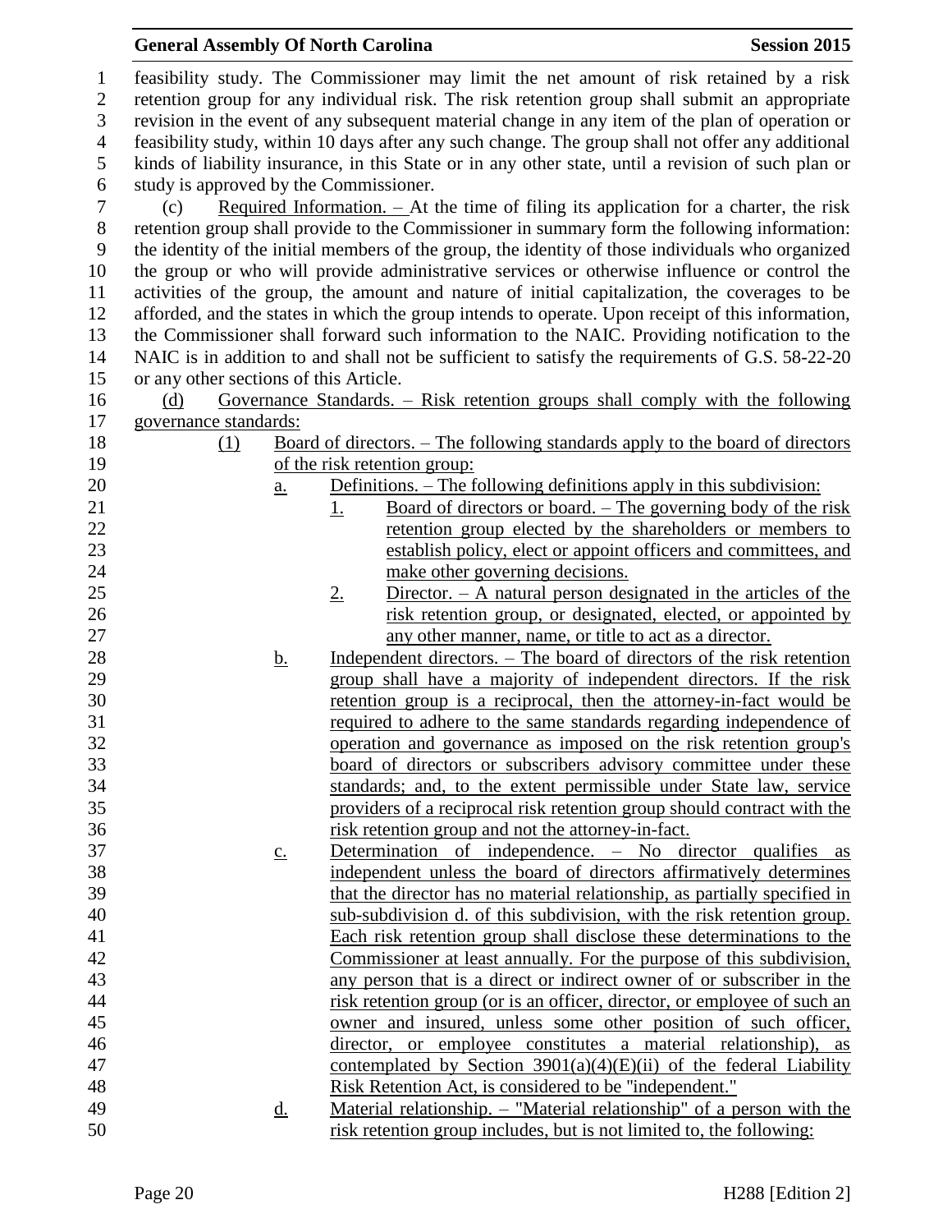feasibility study. The Commissioner may limit the net amount of risk retained by a risk retention group for any individual risk. The risk retention group shall submit an appropriate revision in the event of any subsequent material change in any item of the plan of operation or feasibility study, within 10 days after any such change. The group shall not offer any additional kinds of liability insurance, in this State or in any other state, until a revision of such plan or study is approved by the Commissioner.

(c) Required Information. – At the time of filing its application for a charter, the risk retention group shall provide to the Commissioner in summary form the following information: the identity of the initial members of the group, the identity of those individuals who organized the group or who will provide administrative services or otherwise influence or control the activities of the group, the amount and nature of initial capitalization, the coverages to be afforded, and the states in which the group intends to operate. Upon receipt of this information, the Commissioner shall forward such information to the NAIC. Providing notification to the NAIC is in addition to and shall not be sufficient to satisfy the requirements of G.S. 58-22-20 or any other sections of this Article.

(d) Governance Standards. – Risk retention groups shall comply with the following governance standards:

(1) Board of directors. – The following standards apply to the board of directors of the risk retention group:

a. Definitions. – The following definitions apply in this subdivision:

1. Board of directors or board. – The governing body of the risk retention group elected by the shareholders or members to establish policy, elect or appoint officers and committees, and make other governing decisions.

2. Director. – A natural person designated in the articles of the risk retention group, or designated, elected, or appointed by any other manner, name, or title to act as a director.

b. Independent directors. – The board of directors of the risk retention group shall have a majority of independent directors. If the risk retention group is a reciprocal, then the attorney-in-fact would be required to adhere to the same standards regarding independence of operation and governance as imposed on the risk retention group's board of directors or subscribers advisory committee under these standards; and, to the extent permissible under State law, service providers of a reciprocal risk retention group should contract with the risk retention group and not the attorney-in-fact.

c. Determination of independence. – No director qualifies as independent unless the board of directors affirmatively determines that the director has no material relationship, as partially specified in sub-subdivision d. of this subdivision, with the risk retention group. Each risk retention group shall disclose these determinations to the Commissioner at least annually. For the purpose of this subdivision, any person that is a direct or indirect owner of or subscriber in the risk retention group (or is an officer, director, or employee of such an owner and insured, unless some other position of such officer, director, or employee constitutes a material relationship), as contemplated by Section 3901(a)(4)(E)(ii) of the federal Liability Risk Retention Act, is considered to be "independent."

d. Material relationship. – "Material relationship" of a person with the risk retention group includes, but is not limited to, the following: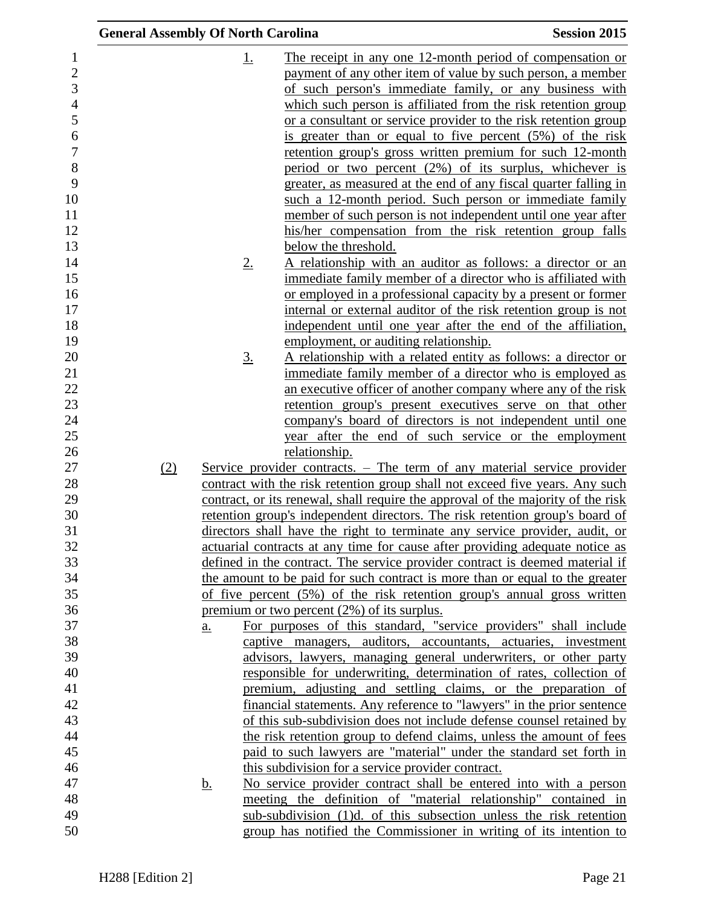1. The receipt in any one 12-month period of compensation or payment of any other item of value by such person, a member of such person's immediate family, or any business with which such person is affiliated from the risk retention group or a consultant or service provider to the risk retention group is greater than or equal to five percent (5%) of the risk retention group's gross written premium for such 12-month period or two percent (2%) of its surplus, whichever is greater, as measured at the end of any fiscal quarter falling in such a 12-month period. Such person or immediate family member of such person is not independent until one year after his/her compensation from the risk retention group falls below the threshold.

2. A relationship with an auditor as follows: a director or an immediate family member of a director who is affiliated with or employed in a professional capacity by a present or former internal or external auditor of the risk retention group is not independent until one year after the end of the affiliation, employment, or auditing relationship.

3. A relationship with a related entity as follows: a director or immediate family member of a director who is employed as an executive officer of another company where any of the risk retention group's present executives serve on that other company's board of directors is not independent until one year after the end of such service or the employment relationship.

(2) Service provider contracts. – The term of any material service provider contract with the risk retention group shall not exceed five years. Any such contract, or its renewal, shall require the approval of the majority of the risk retention group's independent directors. The risk retention group's board of directors shall have the right to terminate any service provider, audit, or actuarial contracts at any time for cause after providing adequate notice as defined in the contract. The service provider contract is deemed material if the amount to be paid for such contract is more than or equal to the greater of five percent (5%) of the risk retention group's annual gross written premium or two percent (2%) of its surplus.

a. For purposes of this standard, "service providers" shall include captive managers, auditors, accountants, actuaries, investment advisors, lawyers, managing general underwriters, or other party responsible for underwriting, determination of rates, collection of premium, adjusting and settling claims, or the preparation of financial statements. Any reference to "lawyers" in the prior sentence of this sub-subdivision does not include defense counsel retained by the risk retention group to defend claims, unless the amount of fees paid to such lawyers are "material" under the standard set forth in this subdivision for a service provider contract.

b. No service provider contract shall be entered into with a person meeting the definition of "material relationship" contained in sub-subdivision (1)d. of this subsection unless the risk retention group has notified the Commissioner in writing of its intention to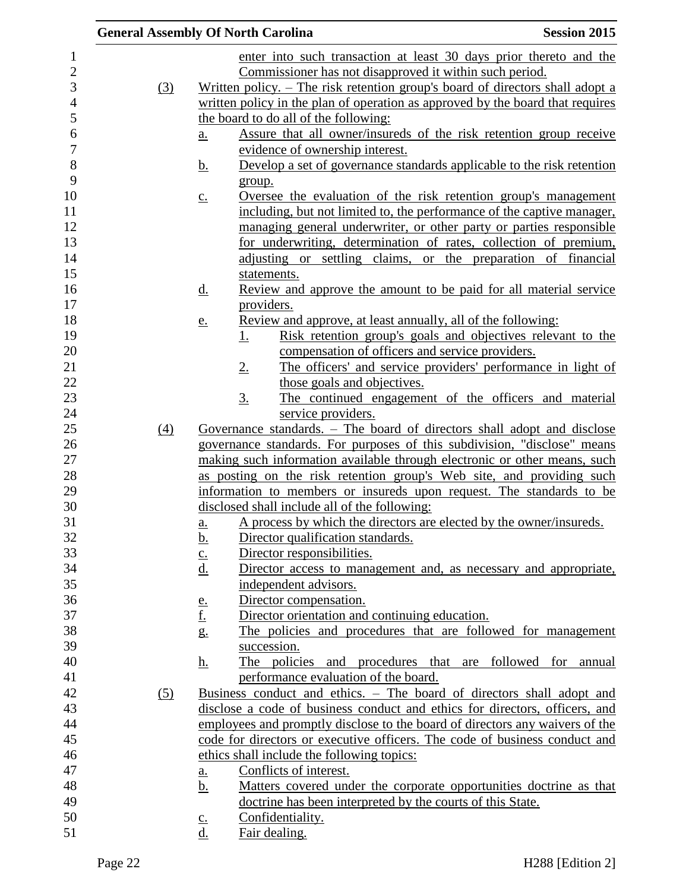enter into such transaction at least 30 days prior thereto and the Commissioner has not disapproved it within such period.

(3) Written policy. – The risk retention group's board of directors shall adopt a written policy in the plan of operation as approved by the board that requires the board to do all of the following:

a. Assure that all owner/insureds of the risk retention group receive evidence of ownership interest.

b. Develop a set of governance standards applicable to the risk retention group.

c. Oversee the evaluation of the risk retention group's management including, but not limited to, the performance of the captive manager, managing general underwriter, or other party or parties responsible for underwriting, determination of rates, collection of premium, adjusting or settling claims, or the preparation of financial statements.

d. Review and approve the amount to be paid for all material service providers.

e. Review and approve, at least annually, all of the following:

1. Risk retention group's goals and objectives relevant to the compensation of officers and service providers.

2. The officers' and service providers' performance in light of those goals and objectives.

3. The continued engagement of the officers and material service providers.

(4) Governance standards. – The board of directors shall adopt and disclose governance standards. For purposes of this subdivision, "disclose" means making such information available through electronic or other means, such as posting on the risk retention group's Web site, and providing such information to members or insureds upon request. The standards to be disclosed shall include all of the following:

a. A process by which the directors are elected by the owner/insureds.

b. Director qualification standards.

c. Director responsibilities.

d. Director access to management and, as necessary and appropriate, independent advisors.

e. Director compensation.

f. Director orientation and continuing education.

g. The policies and procedures that are followed for management succession.

h. The policies and procedures that are followed for annual performance evaluation of the board.

(5) Business conduct and ethics. – The board of directors shall adopt and disclose a code of business conduct and ethics for directors, officers, and employees and promptly disclose to the board of directors any waivers of the code for directors or executive officers. The code of business conduct and ethics shall include the following topics:

a. Conflicts of interest.

b. Matters covered under the corporate opportunities doctrine as that doctrine has been interpreted by the courts of this State.

c. Confidentiality.

d. Fair dealing.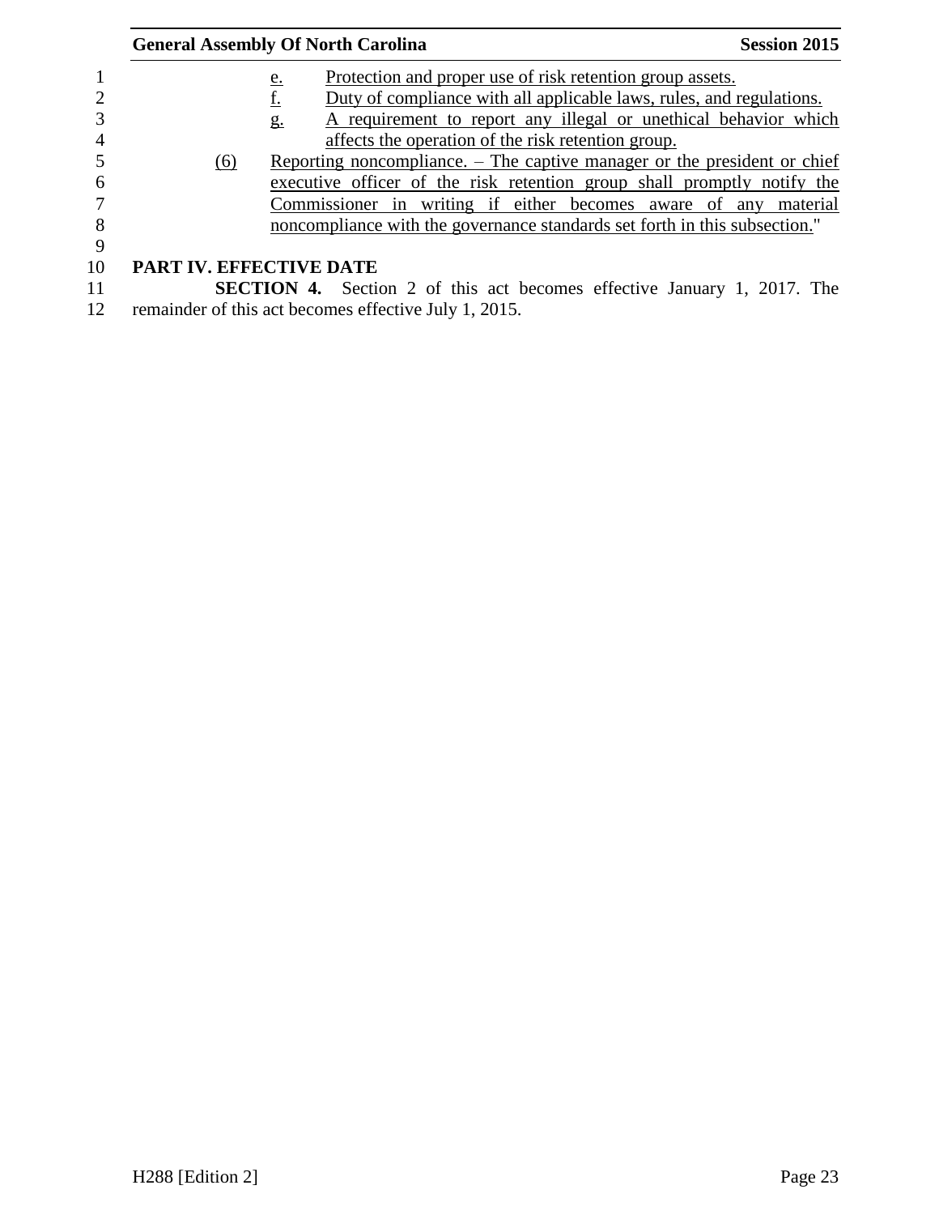e. Protection and proper use of risk retention group assets.

f. Duty of compliance with all applicable laws, rules, and regulations.

g. A requirement to report any illegal or unethical behavior which affects the operation of the risk retention group.

(6) Reporting noncompliance. – The captive manager or the president or chief executive officer of the risk retention group shall promptly notify the Commissioner in writing if either becomes aware of any material noncompliance with the governance standards set forth in this subsection."

## PART IV. EFFECTIVE DATE

**SECTION 4.** Section 2 of this act becomes effective January 1, 2017. The remainder of this act becomes effective July 1, 2015.